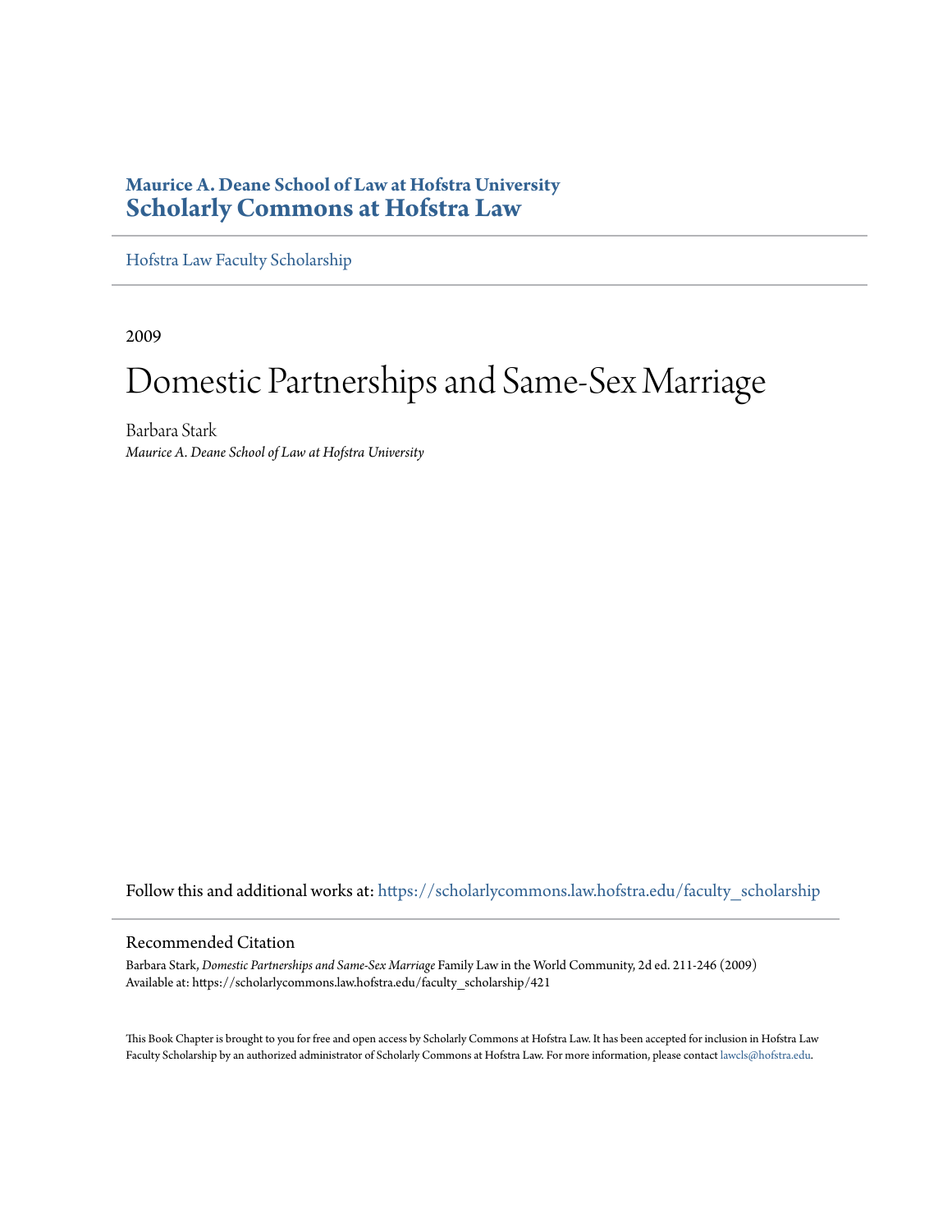**Maurice A. Deane School of Law at Hofstra University**
**Scholarly Commons at Hofstra Law**

Hofstra Law Faculty Scholarship

2009

# Domestic Partnerships and Same-Sex Marriage

Barbara Stark
*Maurice A. Deane School of Law at Hofstra University*

Follow this and additional works at: https://scholarlycommons.law.hofstra.edu/faculty_scholarship

## Recommended Citation

Barbara Stark, *Domestic Partnerships and Same-Sex Marriage* Family Law in the World Community, 2d ed. 211-246 (2009)
Available at: https://scholarlycommons.law.hofstra.edu/faculty_scholarship/421

This Book Chapter is brought to you for free and open access by Scholarly Commons at Hofstra Law. It has been accepted for inclusion in Hofstra Law Faculty Scholarship by an authorized administrator of Scholarly Commons at Hofstra Law. For more information, please contact lawcls@hofstra.edu.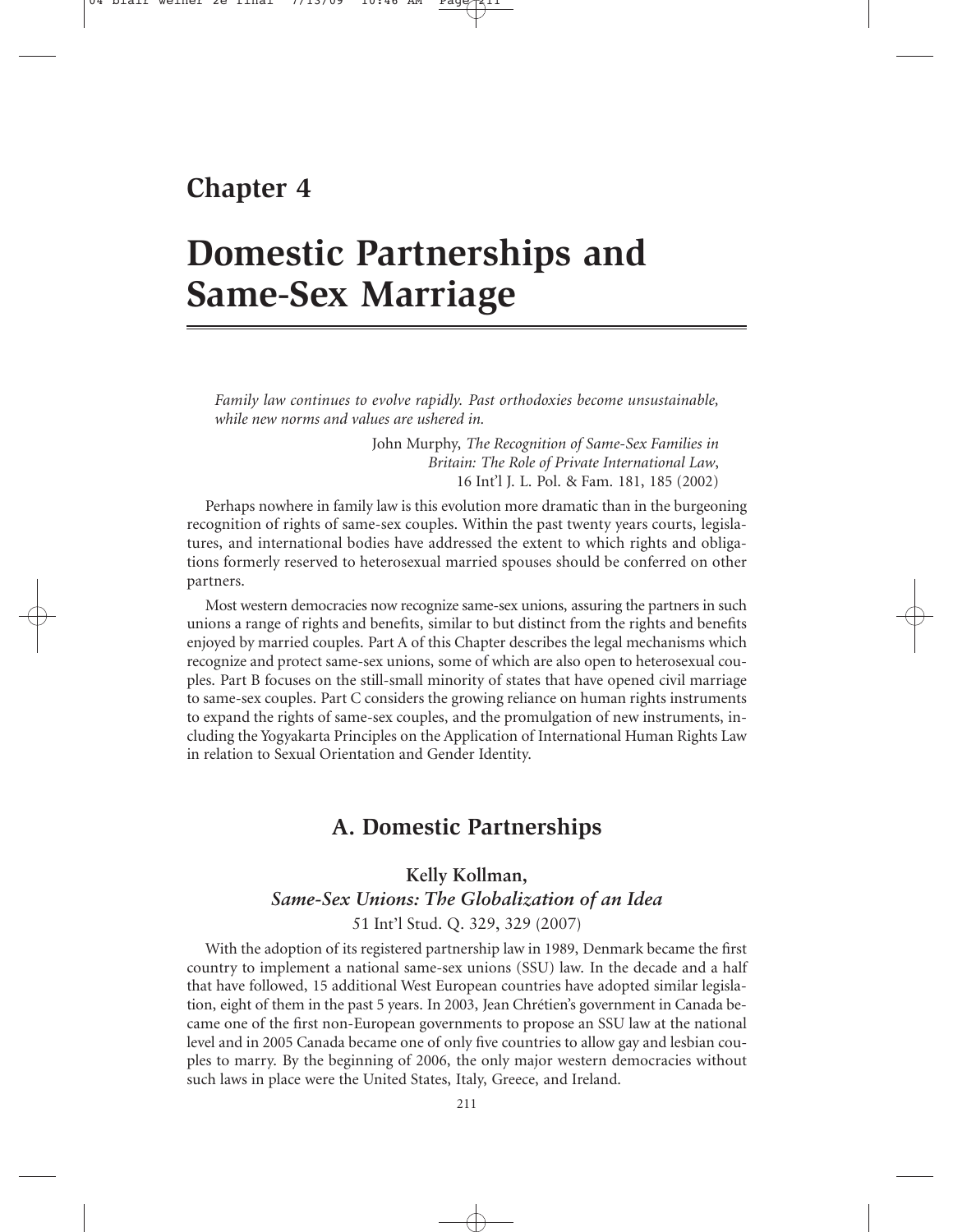# Chapter 4

# Domestic Partnerships and Same-Sex Marriage

> *Family law continues to evolve rapidly. Past orthodoxies become unsustainable, while new norms and values are ushered in.*
>
> John Murphy, *The Recognition of Same-Sex Families in Britain: The Role of Private International Law*, 16 Int'l J. L. Pol. & Fam. 181, 185 (2002)

Perhaps nowhere in family law is this evolution more dramatic than in the burgeoning recognition of rights of same-sex couples. Within the past twenty years courts, legislatures, and international bodies have addressed the extent to which rights and obligations formerly reserved to heterosexual married spouses should be conferred on other partners.

Most western democracies now recognize same-sex unions, assuring the partners in such unions a range of rights and benefits, similar to but distinct from the rights and benefits enjoyed by married couples. Part A of this Chapter describes the legal mechanisms which recognize and protect same-sex unions, some of which are also open to heterosexual couples. Part B focuses on the still-small minority of states that have opened civil marriage to same-sex couples. Part C considers the growing reliance on human rights instruments to expand the rights of same-sex couples, and the promulgation of new instruments, including the Yogyakarta Principles on the Application of International Human Rights Law in relation to Sexual Orientation and Gender Identity.

## A. Domestic Partnerships

### Kelly Kollman, *Same-Sex Unions: The Globalization of an Idea*

51 Int'l Stud. Q. 329, 329 (2007)

With the adoption of its registered partnership law in 1989, Denmark became the first country to implement a national same-sex unions (SSU) law. In the decade and a half that have followed, 15 additional West European countries have adopted similar legislation, eight of them in the past 5 years. In 2003, Jean Chrétien's government in Canada became one of the first non-European governments to propose an SSU law at the national level and in 2005 Canada became one of only five countries to allow gay and lesbian couples to marry. By the beginning of 2006, the only major western democracies without such laws in place were the United States, Italy, Greece, and Ireland.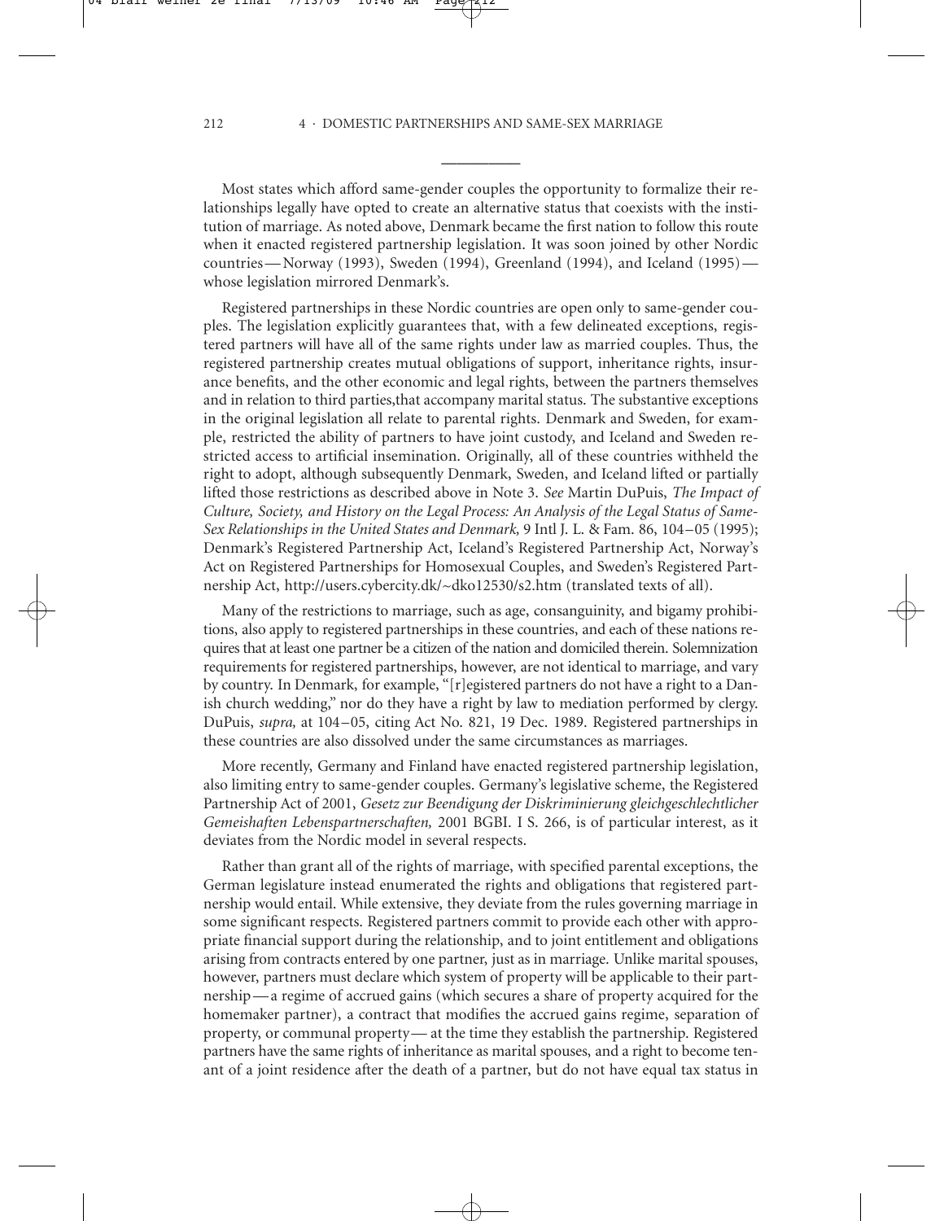Most states which afford same-gender couples the opportunity to formalize their relationships legally have opted to create an alternative status that coexists with the institution of marriage. As noted above, Denmark became the first nation to follow this route when it enacted registered partnership legislation. It was soon joined by other Nordic countries—Norway (1993), Sweden (1994), Greenland (1994), and Iceland (1995)—whose legislation mirrored Denmark's.

Registered partnerships in these Nordic countries are open only to same-gender couples. The legislation explicitly guarantees that, with a few delineated exceptions, registered partners will have all of the same rights under law as married couples. Thus, the registered partnership creates mutual obligations of support, inheritance rights, insurance benefits, and the other economic and legal rights, between the partners themselves and in relation to third parties,that accompany marital status. The substantive exceptions in the original legislation all relate to parental rights. Denmark and Sweden, for example, restricted the ability of partners to have joint custody, and Iceland and Sweden restricted access to artificial insemination. Originally, all of these countries withheld the right to adopt, although subsequently Denmark, Sweden, and Iceland lifted or partially lifted those restrictions as described above in Note 3. *See* Martin DuPuis, *The Impact of Culture, Society, and History on the Legal Process: An Analysis of the Legal Status of Same-Sex Relationships in the United States and Denmark,* 9 Intl J. L. & Fam. 86, 104–05 (1995); Denmark's Registered Partnership Act, Iceland's Registered Partnership Act, Norway's Act on Registered Partnerships for Homosexual Couples, and Sweden's Registered Partnership Act, http://users.cybercity.dk/~dko12530/s2.htm (translated texts of all).

Many of the restrictions to marriage, such as age, consanguinity, and bigamy prohibitions, also apply to registered partnerships in these countries, and each of these nations requires that at least one partner be a citizen of the nation and domiciled therein. Solemnization requirements for registered partnerships, however, are not identical to marriage, and vary by country. In Denmark, for example, "[r]egistered partners do not have a right to a Danish church wedding," nor do they have a right by law to mediation performed by clergy. DuPuis, *supra,* at 104–05, citing Act No. 821, 19 Dec. 1989. Registered partnerships in these countries are also dissolved under the same circumstances as marriages.

More recently, Germany and Finland have enacted registered partnership legislation, also limiting entry to same-gender couples. Germany's legislative scheme, the Registered Partnership Act of 2001, *Gesetz zur Beendigung der Diskriminierung gleichgeschlechtlicher Gemeishaften Lebenspartnerschaften,* 2001 BGBI. I S. 266, is of particular interest, as it deviates from the Nordic model in several respects.

Rather than grant all of the rights of marriage, with specified parental exceptions, the German legislature instead enumerated the rights and obligations that registered partnership would entail. While extensive, they deviate from the rules governing marriage in some significant respects. Registered partners commit to provide each other with appropriate financial support during the relationship, and to joint entitlement and obligations arising from contracts entered by one partner, just as in marriage. Unlike marital spouses, however, partners must declare which system of property will be applicable to their partnership—a regime of accrued gains (which secures a share of property acquired for the homemaker partner), a contract that modifies the accrued gains regime, separation of property, or communal property—at the time they establish the partnership. Registered partners have the same rights of inheritance as marital spouses, and a right to become tenant of a joint residence after the death of a partner, but do not have equal tax status in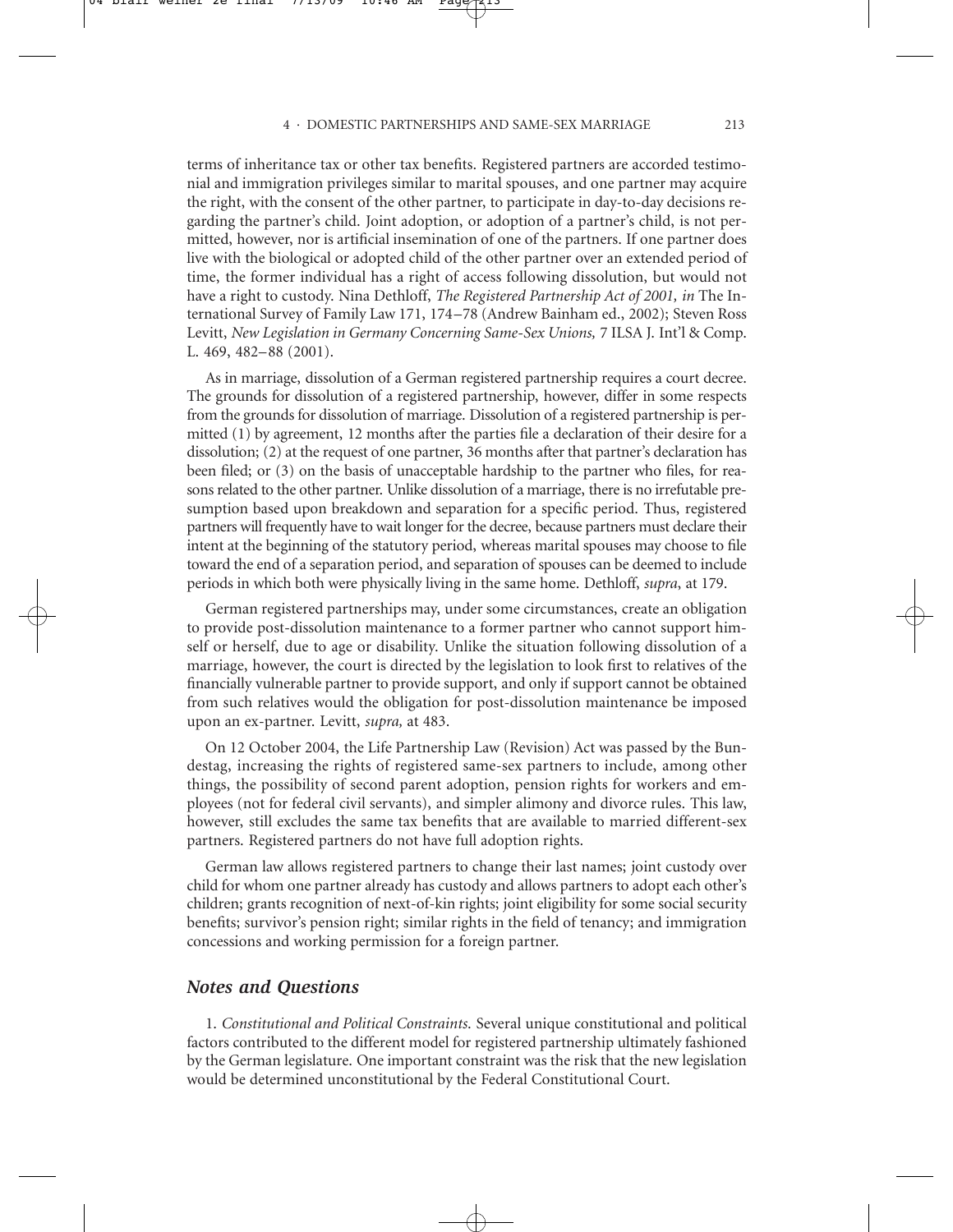terms of inheritance tax or other tax benefits. Registered partners are accorded testimonial and immigration privileges similar to marital spouses, and one partner may acquire the right, with the consent of the other partner, to participate in day-to-day decisions regarding the partner's child. Joint adoption, or adoption of a partner's child, is not permitted, however, nor is artificial insemination of one of the partners. If one partner does live with the biological or adopted child of the other partner over an extended period of time, the former individual has a right of access following dissolution, but would not have a right to custody. Nina Dethloff, *The Registered Partnership Act of 2001, in* The International Survey of Family Law 171, 174–78 (Andrew Bainham ed., 2002); Steven Ross Levitt, *New Legislation in Germany Concerning Same-Sex Unions,* 7 ILSA J. Int'l & Comp. L. 469, 482–88 (2001).

As in marriage, dissolution of a German registered partnership requires a court decree. The grounds for dissolution of a registered partnership, however, differ in some respects from the grounds for dissolution of marriage. Dissolution of a registered partnership is permitted (1) by agreement, 12 months after the parties file a declaration of their desire for a dissolution; (2) at the request of one partner, 36 months after that partner's declaration has been filed; or (3) on the basis of unacceptable hardship to the partner who files, for reasons related to the other partner. Unlike dissolution of a marriage, there is no irrefutable presumption based upon breakdown and separation for a specific period. Thus, registered partners will frequently have to wait longer for the decree, because partners must declare their intent at the beginning of the statutory period, whereas marital spouses may choose to file toward the end of a separation period, and separation of spouses can be deemed to include periods in which both were physically living in the same home. Dethloff, *supra*, at 179.

German registered partnerships may, under some circumstances, create an obligation to provide post-dissolution maintenance to a former partner who cannot support himself or herself, due to age or disability. Unlike the situation following dissolution of a marriage, however, the court is directed by the legislation to look first to relatives of the financially vulnerable partner to provide support, and only if support cannot be obtained from such relatives would the obligation for post-dissolution maintenance be imposed upon an ex-partner. Levitt, *supra,* at 483.

On 12 October 2004, the Life Partnership Law (Revision) Act was passed by the Bundestag, increasing the rights of registered same-sex partners to include, among other things, the possibility of second parent adoption, pension rights for workers and employees (not for federal civil servants), and simpler alimony and divorce rules. This law, however, still excludes the same tax benefits that are available to married different-sex partners. Registered partners do not have full adoption rights.

German law allows registered partners to change their last names; joint custody over child for whom one partner already has custody and allows partners to adopt each other's children; grants recognition of next-of-kin rights; joint eligibility for some social security benefits; survivor's pension right; similar rights in the field of tenancy; and immigration concessions and working permission for a foreign partner.

## *Notes and Questions*

1. *Constitutional and Political Constraints.* Several unique constitutional and political factors contributed to the different model for registered partnership ultimately fashioned by the German legislature. One important constraint was the risk that the new legislation would be determined unconstitutional by the Federal Constitutional Court.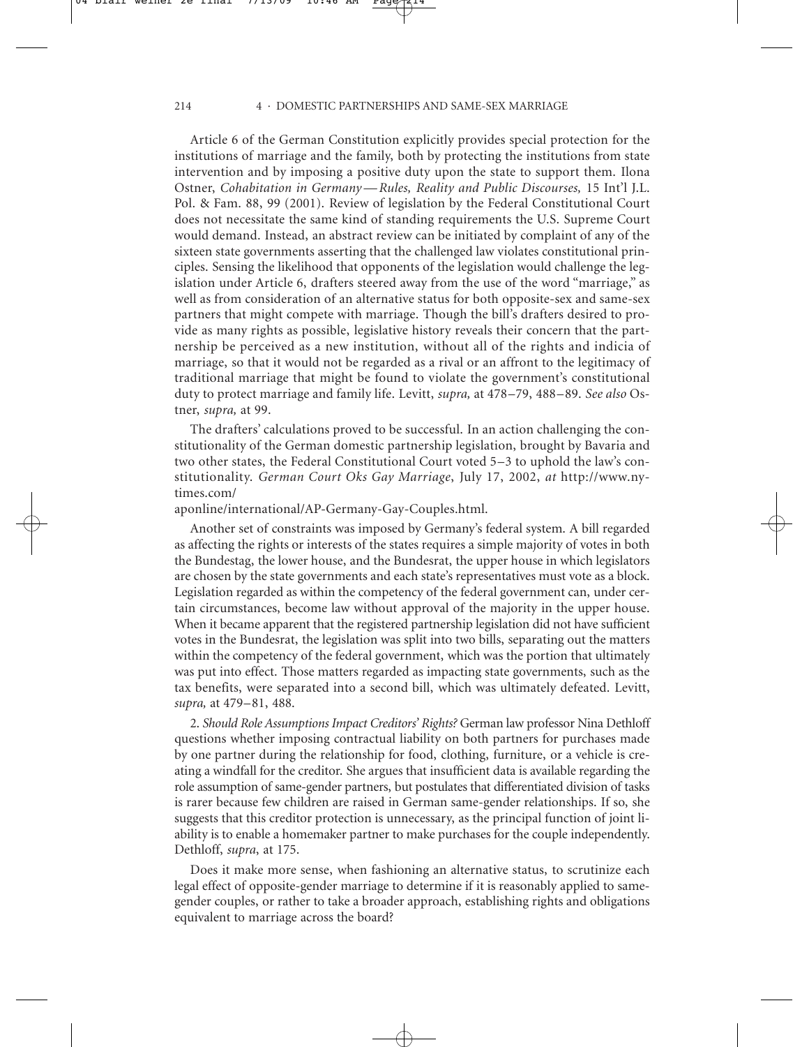Article 6 of the German Constitution explicitly provides special protection for the institutions of marriage and the family, both by protecting the institutions from state intervention and by imposing a positive duty upon the state to support them. Ilona Ostner, *Cohabitation in Germany—Rules, Reality and Public Discourses,* 15 Int'l J.L. Pol. & Fam. 88, 99 (2001). Review of legislation by the Federal Constitutional Court does not necessitate the same kind of standing requirements the U.S. Supreme Court would demand. Instead, an abstract review can be initiated by complaint of any of the sixteen state governments asserting that the challenged law violates constitutional principles. Sensing the likelihood that opponents of the legislation would challenge the legislation under Article 6, drafters steered away from the use of the word "marriage," as well as from consideration of an alternative status for both opposite-sex and same-sex partners that might compete with marriage. Though the bill's drafters desired to provide as many rights as possible, legislative history reveals their concern that the partnership be perceived as a new institution, without all of the rights and indicia of marriage, so that it would not be regarded as a rival or an affront to the legitimacy of traditional marriage that might be found to violate the government's constitutional duty to protect marriage and family life. Levitt, *supra,* at 478–79, 488–89. *See also* Ostner, *supra,* at 99.

The drafters' calculations proved to be successful. In an action challenging the constitutionality of the German domestic partnership legislation, brought by Bavaria and two other states, the Federal Constitutional Court voted 5–3 to uphold the law's constitutionality. *German Court Oks Gay Marriage*, July 17, 2002, *at* http://www.nytimes.com/aponline/international/AP-Germany-Gay-Couples.html.

Another set of constraints was imposed by Germany's federal system. A bill regarded as affecting the rights or interests of the states requires a simple majority of votes in both the Bundestag, the lower house, and the Bundesrat, the upper house in which legislators are chosen by the state governments and each state's representatives must vote as a block. Legislation regarded as within the competency of the federal government can, under certain circumstances, become law without approval of the majority in the upper house. When it became apparent that the registered partnership legislation did not have sufficient votes in the Bundesrat, the legislation was split into two bills, separating out the matters within the competency of the federal government, which was the portion that ultimately was put into effect. Those matters regarded as impacting state governments, such as the tax benefits, were separated into a second bill, which was ultimately defeated. Levitt, *supra,* at 479–81, 488.

2. *Should Role Assumptions Impact Creditors' Rights?* German law professor Nina Dethloff questions whether imposing contractual liability on both partners for purchases made by one partner during the relationship for food, clothing, furniture, or a vehicle is creating a windfall for the creditor. She argues that insufficient data is available regarding the role assumption of same-gender partners, but postulates that differentiated division of tasks is rarer because few children are raised in German same-gender relationships. If so, she suggests that this creditor protection is unnecessary, as the principal function of joint liability is to enable a homemaker partner to make purchases for the couple independently. Dethloff, *supra*, at 175.

Does it make more sense, when fashioning an alternative status, to scrutinize each legal effect of opposite-gender marriage to determine if it is reasonably applied to same-gender couples, or rather to take a broader approach, establishing rights and obligations equivalent to marriage across the board?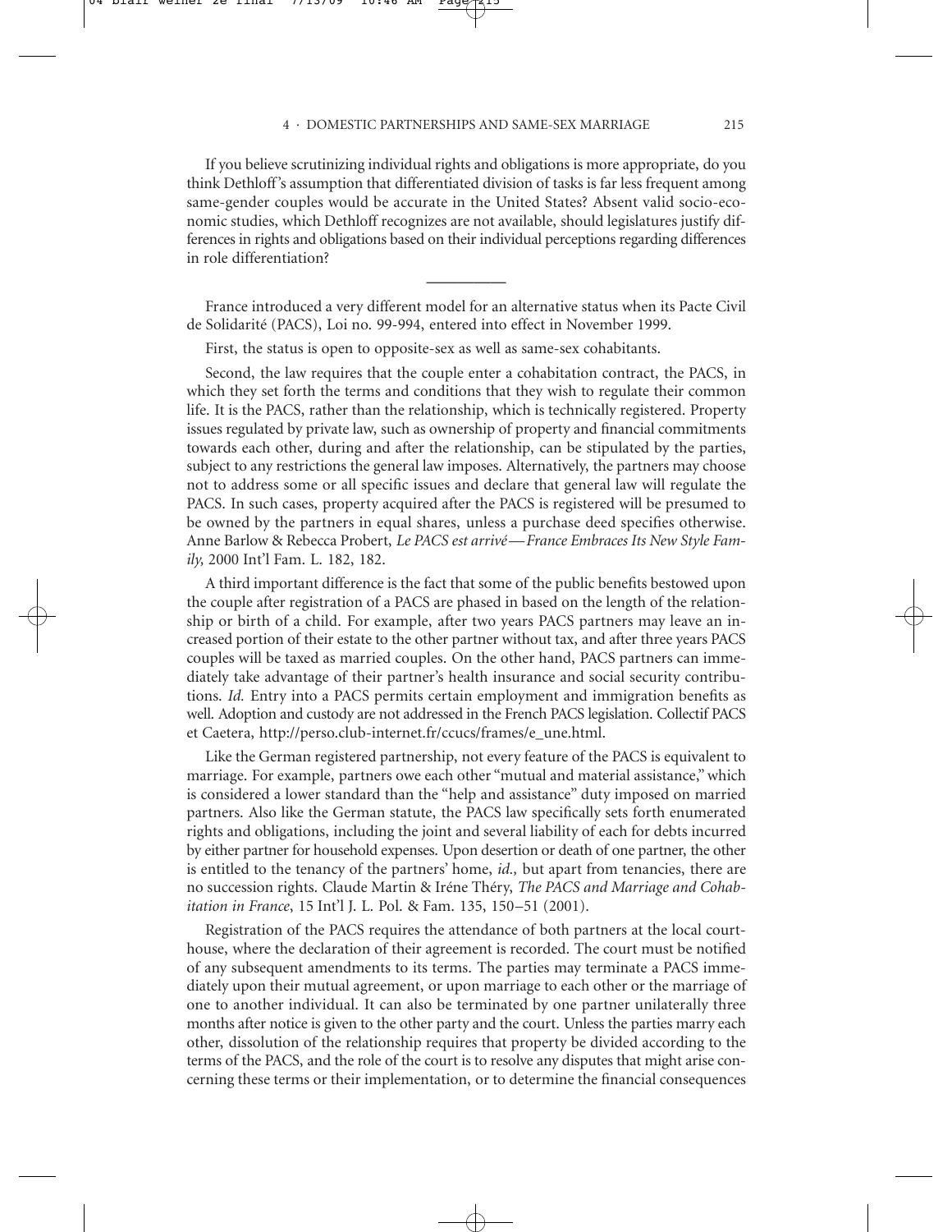If you believe scrutinizing individual rights and obligations is more appropriate, do you think Dethloff's assumption that differentiated division of tasks is far less frequent among same-gender couples would be accurate in the United States? Absent valid socio-economic studies, which Dethloff recognizes are not available, should legislatures justify differences in rights and obligations based on their individual perceptions regarding differences in role differentiation?

---

France introduced a very different model for an alternative status when its Pacte Civil de Solidarité (PACS), Loi no. 99-994, entered into effect in November 1999.

First, the status is open to opposite-sex as well as same-sex cohabitants.

Second, the law requires that the couple enter a cohabitation contract, the PACS, in which they set forth the terms and conditions that they wish to regulate their common life. It is the PACS, rather than the relationship, which is technically registered. Property issues regulated by private law, such as ownership of property and financial commitments towards each other, during and after the relationship, can be stipulated by the parties, subject to any restrictions the general law imposes. Alternatively, the partners may choose not to address some or all specific issues and declare that general law will regulate the PACS. In such cases, property acquired after the PACS is registered will be presumed to be owned by the partners in equal shares, unless a purchase deed specifies otherwise. Anne Barlow & Rebecca Probert, *Le PACS est arrivé—France Embraces Its New Style Family*, 2000 Int'l Fam. L. 182, 182.

A third important difference is the fact that some of the public benefits bestowed upon the couple after registration of a PACS are phased in based on the length of the relationship or birth of a child. For example, after two years PACS partners may leave an increased portion of their estate to the other partner without tax, and after three years PACS couples will be taxed as married couples. On the other hand, PACS partners can immediately take advantage of their partner's health insurance and social security contributions. *Id.* Entry into a PACS permits certain employment and immigration benefits as well. Adoption and custody are not addressed in the French PACS legislation. Collectif PACS et Caetera, http://perso.club-internet.fr/ccucs/frames/e_une.html.

Like the German registered partnership, not every feature of the PACS is equivalent to marriage. For example, partners owe each other "mutual and material assistance," which is considered a lower standard than the "help and assistance" duty imposed on married partners. Also like the German statute, the PACS law specifically sets forth enumerated rights and obligations, including the joint and several liability of each for debts incurred by either partner for household expenses. Upon desertion or death of one partner, the other is entitled to the tenancy of the partners' home, *id.*, but apart from tenancies, there are no succession rights. Claude Martin & Iréne Théry, *The PACS and Marriage and Cohabitation in France*, 15 Int'l J. L. Pol. & Fam. 135, 150–51 (2001).

Registration of the PACS requires the attendance of both partners at the local courthouse, where the declaration of their agreement is recorded. The court must be notified of any subsequent amendments to its terms. The parties may terminate a PACS immediately upon their mutual agreement, or upon marriage to each other or the marriage of one to another individual. It can also be terminated by one partner unilaterally three months after notice is given to the other party and the court. Unless the parties marry each other, dissolution of the relationship requires that property be divided according to the terms of the PACS, and the role of the court is to resolve any disputes that might arise concerning these terms or their implementation, or to determine the financial consequences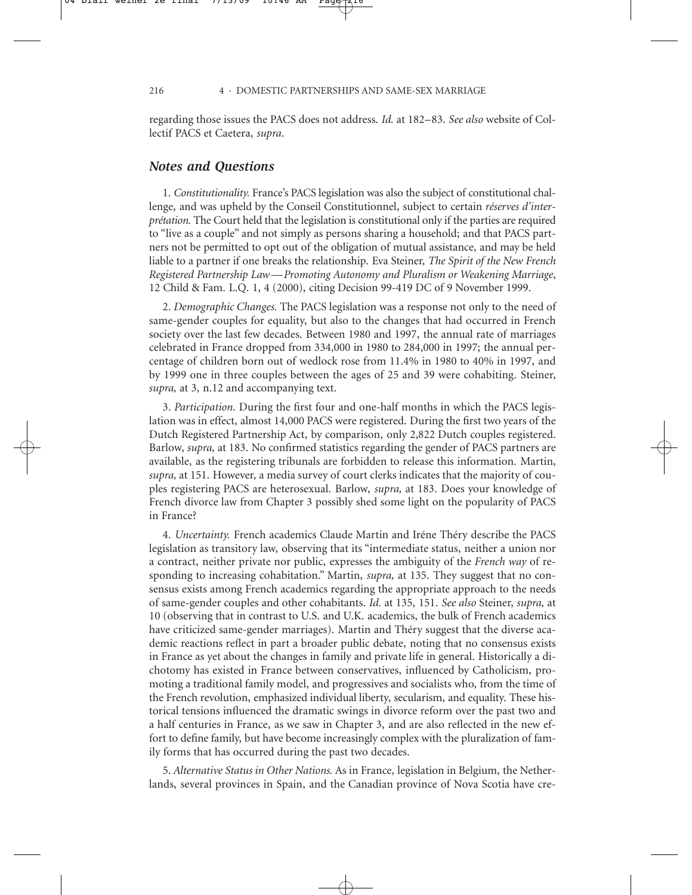regarding those issues the PACS does not address. *Id.* at 182–83. *See also* website of Collectif PACS et Caetera, *supra*.

## *Notes and Questions*

1. *Constitutionality.* France's PACS legislation was also the subject of constitutional challenge, and was upheld by the Conseil Constitutionnel, subject to certain *réserves d'interprétation.* The Court held that the legislation is constitutional only if the parties are required to "live as a couple" and not simply as persons sharing a household; and that PACS partners not be permitted to opt out of the obligation of mutual assistance, and may be held liable to a partner if one breaks the relationship. Eva Steiner, *The Spirit of the New French Registered Partnership Law—Promoting Autonomy and Pluralism or Weakening Marriage*, 12 Child & Fam. L.Q. 1, 4 (2000), citing Decision 99-419 DC of 9 November 1999.

2. *Demographic Changes.* The PACS legislation was a response not only to the need of same-gender couples for equality, but also to the changes that had occurred in French society over the last few decades. Between 1980 and 1997, the annual rate of marriages celebrated in France dropped from 334,000 in 1980 to 284,000 in 1997; the annual percentage of children born out of wedlock rose from 11.4% in 1980 to 40% in 1997, and by 1999 one in three couples between the ages of 25 and 39 were cohabiting. Steiner, *supra,* at 3, n.12 and accompanying text.

3. *Participation.* During the first four and one-half months in which the PACS legislation was in effect, almost 14,000 PACS were registered. During the first two years of the Dutch Registered Partnership Act, by comparison, only 2,822 Dutch couples registered. Barlow, *supra,* at 183. No confirmed statistics regarding the gender of PACS partners are available, as the registering tribunals are forbidden to release this information. Martin, *supra,* at 151. However, a media survey of court clerks indicates that the majority of couples registering PACS are heterosexual. Barlow, *supra,* at 183. Does your knowledge of French divorce law from Chapter 3 possibly shed some light on the popularity of PACS in France?

4. *Uncertainty.* French academics Claude Martin and Iréne Théry describe the PACS legislation as transitory law, observing that its "intermediate status, neither a union nor a contract, neither private nor public, expresses the ambiguity of the *French way* of responding to increasing cohabitation." Martin, *supra,* at 135. They suggest that no consensus exists among French academics regarding the appropriate approach to the needs of same-gender couples and other cohabitants. *Id.* at 135, 151. *See also* Steiner, *supra,* at 10 (observing that in contrast to U.S. and U.K. academics, the bulk of French academics have criticized same-gender marriages). Martin and Théry suggest that the diverse academic reactions reflect in part a broader public debate, noting that no consensus exists in France as yet about the changes in family and private life in general. Historically a dichotomy has existed in France between conservatives, influenced by Catholicism, promoting a traditional family model, and progressives and socialists who, from the time of the French revolution, emphasized individual liberty, secularism, and equality. These historical tensions influenced the dramatic swings in divorce reform over the past two and a half centuries in France, as we saw in Chapter 3, and are also reflected in the new effort to define family, but have become increasingly complex with the pluralization of family forms that has occurred during the past two decades.

5. *Alternative Status in Other Nations.* As in France, legislation in Belgium, the Netherlands, several provinces in Spain, and the Canadian province of Nova Scotia have cre-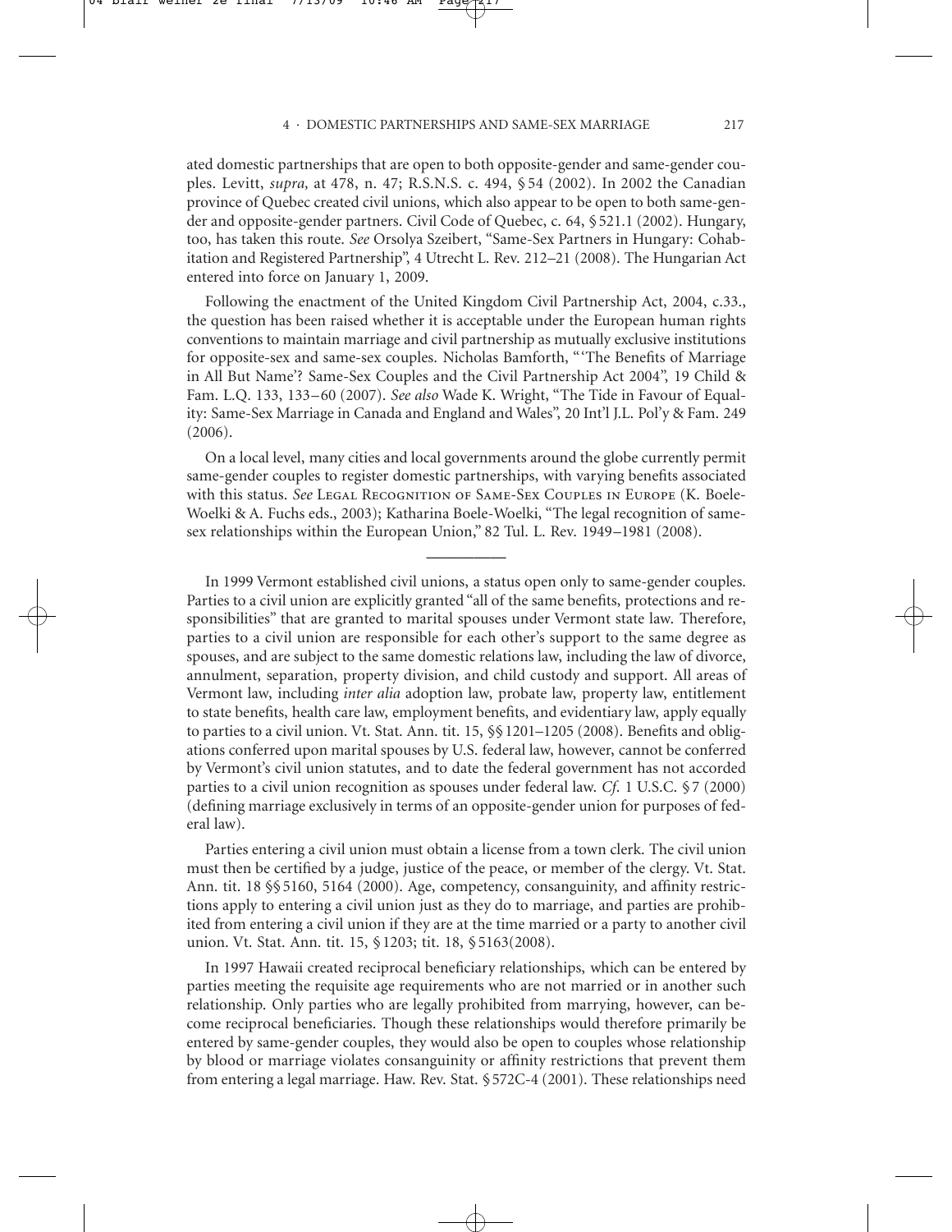ated domestic partnerships that are open to both opposite-gender and same-gender couples. Levitt, *supra,* at 478, n. 47; R.S.N.S. c. 494, § 54 (2002). In 2002 the Canadian province of Quebec created civil unions, which also appear to be open to both same-gender and opposite-gender partners. Civil Code of Quebec, c. 64, § 521.1 (2002). Hungary, too, has taken this route. *See* Orsolya Szeibert, "Same-Sex Partners in Hungary: Cohabitation and Registered Partnership", 4 Utrecht L. Rev. 212–21 (2008). The Hungarian Act entered into force on January 1, 2009.

Following the enactment of the United Kingdom Civil Partnership Act, 2004, c.33., the question has been raised whether it is acceptable under the European human rights conventions to maintain marriage and civil partnership as mutually exclusive institutions for opposite-sex and same-sex couples. Nicholas Bamforth, "'The Benefits of Marriage in All But Name'? Same-Sex Couples and the Civil Partnership Act 2004", 19 Child & Fam. L.Q. 133, 133–60 (2007). *See also* Wade K. Wright, "The Tide in Favour of Equality: Same-Sex Marriage in Canada and England and Wales", 20 Int'l J.L. Pol'y & Fam. 249 (2006).

On a local level, many cities and local governments around the globe currently permit same-gender couples to register domestic partnerships, with varying benefits associated with this status. *See* Legal Recognition of Same-Sex Couples in Europe (K. Boele-Woelki & A. Fuchs eds., 2003); Katharina Boele-Woelki, "The legal recognition of same-sex relationships within the European Union," 82 Tul. L. Rev. 1949–1981 (2008).

---

In 1999 Vermont established civil unions, a status open only to same-gender couples. Parties to a civil union are explicitly granted "all of the same benefits, protections and responsibilities" that are granted to marital spouses under Vermont state law. Therefore, parties to a civil union are responsible for each other's support to the same degree as spouses, and are subject to the same domestic relations law, including the law of divorce, annulment, separation, property division, and child custody and support. All areas of Vermont law, including *inter alia* adoption law, probate law, property law, entitlement to state benefits, health care law, employment benefits, and evidentiary law, apply equally to parties to a civil union. Vt. Stat. Ann. tit. 15, §§ 1201–1205 (2008). Benefits and obligations conferred upon marital spouses by U.S. federal law, however, cannot be conferred by Vermont's civil union statutes, and to date the federal government has not accorded parties to a civil union recognition as spouses under federal law. *Cf.* 1 U.S.C. § 7 (2000) (defining marriage exclusively in terms of an opposite-gender union for purposes of federal law).

Parties entering a civil union must obtain a license from a town clerk. The civil union must then be certified by a judge, justice of the peace, or member of the clergy. Vt. Stat. Ann. tit. 18 §§ 5160, 5164 (2000). Age, competency, consanguinity, and affinity restrictions apply to entering a civil union just as they do to marriage, and parties are prohibited from entering a civil union if they are at the time married or a party to another civil union. Vt. Stat. Ann. tit. 15, § 1203; tit. 18, § 5163(2008).

In 1997 Hawaii created reciprocal beneficiary relationships, which can be entered by parties meeting the requisite age requirements who are not married or in another such relationship. Only parties who are legally prohibited from marrying, however, can become reciprocal beneficiaries. Though these relationships would therefore primarily be entered by same-gender couples, they would also be open to couples whose relationship by blood or marriage violates consanguinity or affinity restrictions that prevent them from entering a legal marriage. Haw. Rev. Stat. § 572C-4 (2001). These relationships need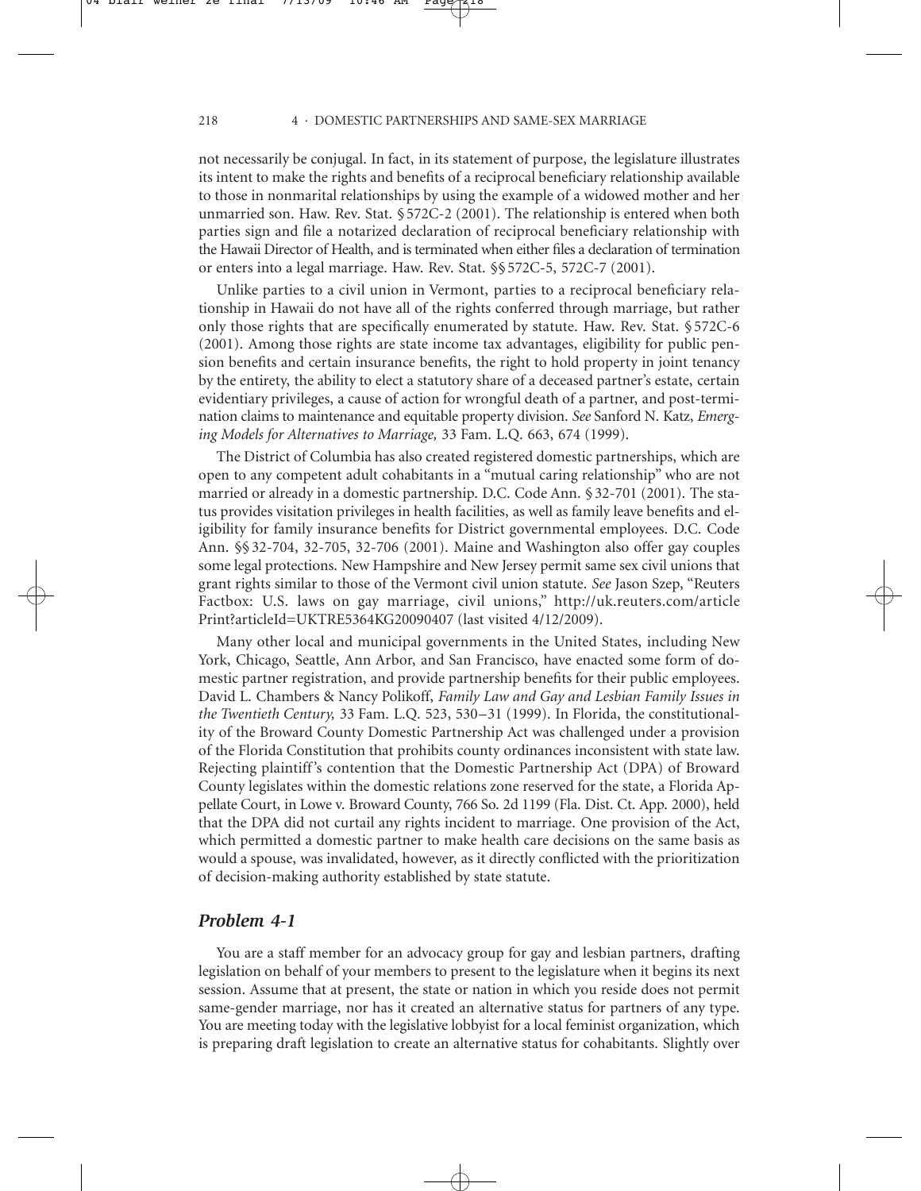not necessarily be conjugal. In fact, in its statement of purpose, the legislature illustrates its intent to make the rights and benefits of a reciprocal beneficiary relationship available to those in nonmarital relationships by using the example of a widowed mother and her unmarried son. Haw. Rev. Stat. § 572C-2 (2001). The relationship is entered when both parties sign and file a notarized declaration of reciprocal beneficiary relationship with the Hawaii Director of Health, and is terminated when either files a declaration of termination or enters into a legal marriage. Haw. Rev. Stat. §§ 572C-5, 572C-7 (2001).

Unlike parties to a civil union in Vermont, parties to a reciprocal beneficiary relationship in Hawaii do not have all of the rights conferred through marriage, but rather only those rights that are specifically enumerated by statute. Haw. Rev. Stat. § 572C-6 (2001). Among those rights are state income tax advantages, eligibility for public pension benefits and certain insurance benefits, the right to hold property in joint tenancy by the entirety, the ability to elect a statutory share of a deceased partner's estate, certain evidentiary privileges, a cause of action for wrongful death of a partner, and post-termination claims to maintenance and equitable property division. *See* Sanford N. Katz, *Emerging Models for Alternatives to Marriage,* 33 Fam. L.Q. 663, 674 (1999).

The District of Columbia has also created registered domestic partnerships, which are open to any competent adult cohabitants in a "mutual caring relationship" who are not married or already in a domestic partnership. D.C. Code Ann. § 32-701 (2001). The status provides visitation privileges in health facilities, as well as family leave benefits and eligibility for family insurance benefits for District governmental employees. D.C. Code Ann. §§ 32-704, 32-705, 32-706 (2001). Maine and Washington also offer gay couples some legal protections. New Hampshire and New Jersey permit same sex civil unions that grant rights similar to those of the Vermont civil union statute. *See* Jason Szep, "Reuters Factbox: U.S. laws on gay marriage, civil unions," http://uk.reuters.com/articlePrint?articleId=UKTRE5364KG20090407 (last visited 4/12/2009).

Many other local and municipal governments in the United States, including New York, Chicago, Seattle, Ann Arbor, and San Francisco, have enacted some form of domestic partner registration, and provide partnership benefits for their public employees. David L. Chambers & Nancy Polikoff, *Family Law and Gay and Lesbian Family Issues in the Twentieth Century,* 33 Fam. L.Q. 523, 530–31 (1999). In Florida, the constitutionality of the Broward County Domestic Partnership Act was challenged under a provision of the Florida Constitution that prohibits county ordinances inconsistent with state law. Rejecting plaintiff's contention that the Domestic Partnership Act (DPA) of Broward County legislates within the domestic relations zone reserved for the state, a Florida Appellate Court, in Lowe v. Broward County, 766 So. 2d 1199 (Fla. Dist. Ct. App. 2000), held that the DPA did not curtail any rights incident to marriage. One provision of the Act, which permitted a domestic partner to make health care decisions on the same basis as would a spouse, was invalidated, however, as it directly conflicted with the prioritization of decision-making authority established by state statute.

## *Problem 4-1*

You are a staff member for an advocacy group for gay and lesbian partners, drafting legislation on behalf of your members to present to the legislature when it begins its next session. Assume that at present, the state or nation in which you reside does not permit same-gender marriage, nor has it created an alternative status for partners of any type. You are meeting today with the legislative lobbyist for a local feminist organization, which is preparing draft legislation to create an alternative status for cohabitants. Slightly over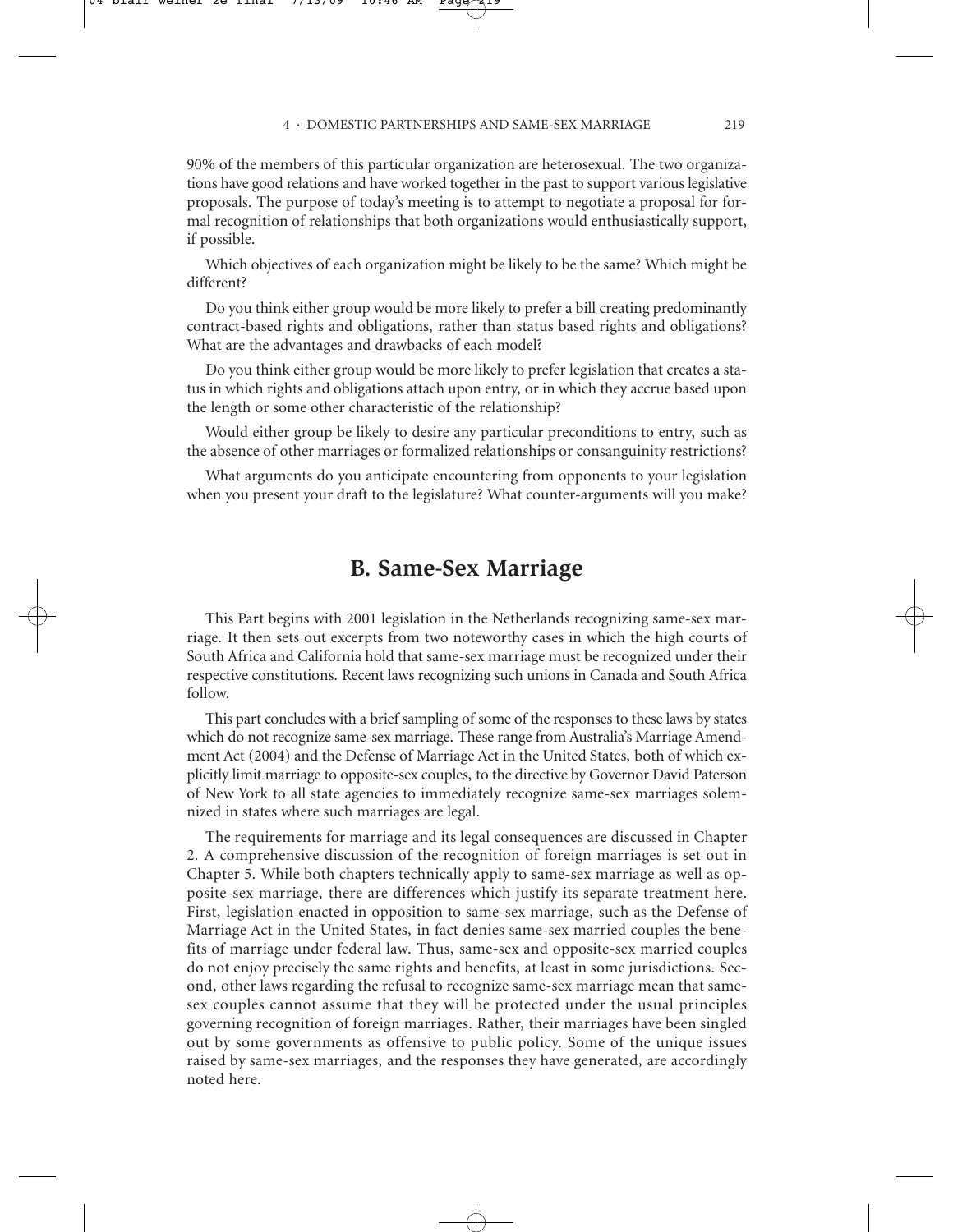90% of the members of this particular organization are heterosexual. The two organizations have good relations and have worked together in the past to support various legislative proposals. The purpose of today's meeting is to attempt to negotiate a proposal for formal recognition of relationships that both organizations would enthusiastically support, if possible.

Which objectives of each organization might be likely to be the same? Which might be different?

Do you think either group would be more likely to prefer a bill creating predominantly contract-based rights and obligations, rather than status based rights and obligations? What are the advantages and drawbacks of each model?

Do you think either group would be more likely to prefer legislation that creates a status in which rights and obligations attach upon entry, or in which they accrue based upon the length or some other characteristic of the relationship?

Would either group be likely to desire any particular preconditions to entry, such as the absence of other marriages or formalized relationships or consanguinity restrictions?

What arguments do you anticipate encountering from opponents to your legislation when you present your draft to the legislature? What counter-arguments will you make?

## B. Same-Sex Marriage

This Part begins with 2001 legislation in the Netherlands recognizing same-sex marriage. It then sets out excerpts from two noteworthy cases in which the high courts of South Africa and California hold that same-sex marriage must be recognized under their respective constitutions. Recent laws recognizing such unions in Canada and South Africa follow.

This part concludes with a brief sampling of some of the responses to these laws by states which do not recognize same-sex marriage. These range from Australia's Marriage Amendment Act (2004) and the Defense of Marriage Act in the United States, both of which explicitly limit marriage to opposite-sex couples, to the directive by Governor David Paterson of New York to all state agencies to immediately recognize same-sex marriages solemnized in states where such marriages are legal.

The requirements for marriage and its legal consequences are discussed in Chapter 2. A comprehensive discussion of the recognition of foreign marriages is set out in Chapter 5. While both chapters technically apply to same-sex marriage as well as opposite-sex marriage, there are differences which justify its separate treatment here. First, legislation enacted in opposition to same-sex marriage, such as the Defense of Marriage Act in the United States, in fact denies same-sex married couples the benefits of marriage under federal law. Thus, same-sex and opposite-sex married couples do not enjoy precisely the same rights and benefits, at least in some jurisdictions. Second, other laws regarding the refusal to recognize same-sex marriage mean that same-sex couples cannot assume that they will be protected under the usual principles governing recognition of foreign marriages. Rather, their marriages have been singled out by some governments as offensive to public policy. Some of the unique issues raised by same-sex marriages, and the responses they have generated, are accordingly noted here.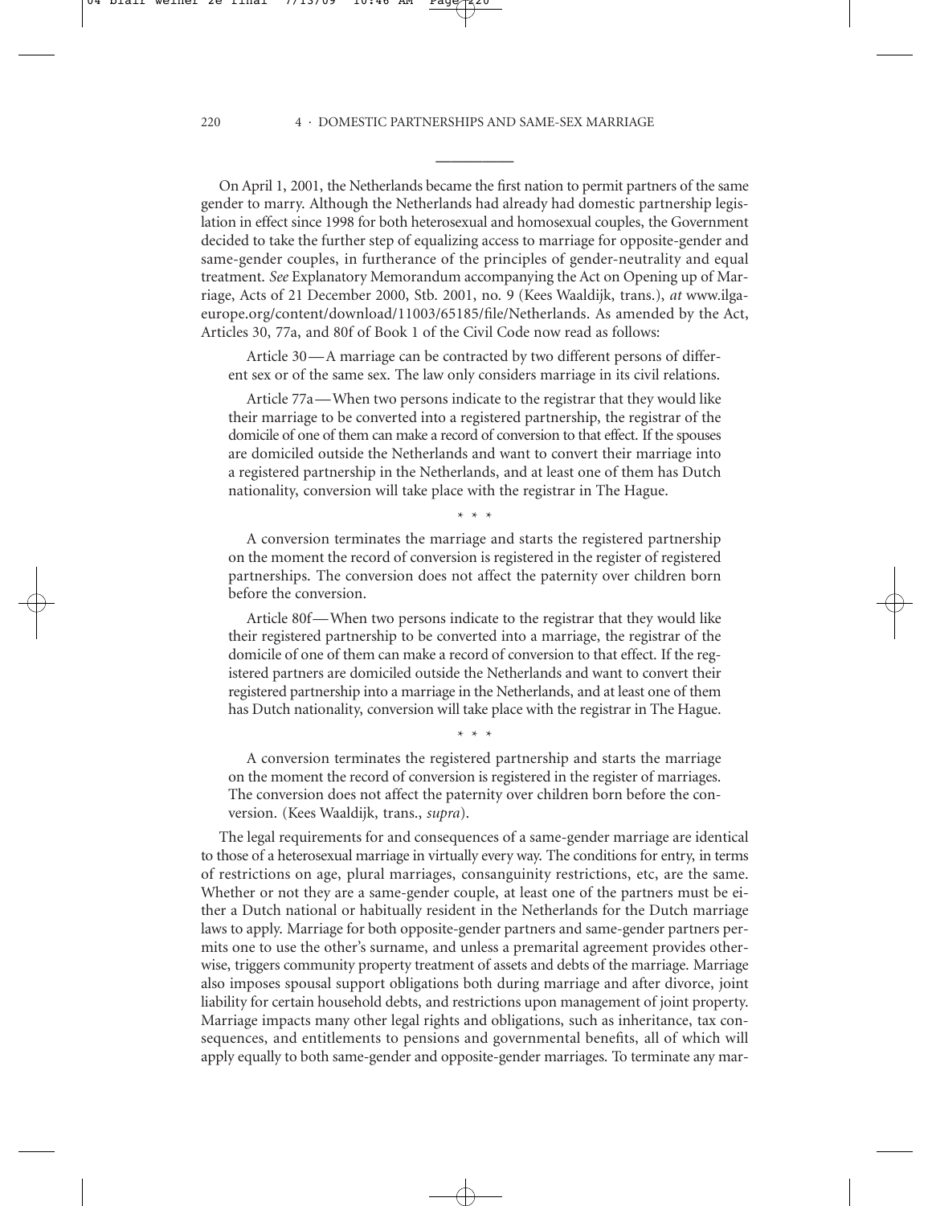---

On April 1, 2001, the Netherlands became the first nation to permit partners of the same gender to marry. Although the Netherlands had already had domestic partnership legislation in effect since 1998 for both heterosexual and homosexual couples, the Government decided to take the further step of equalizing access to marriage for opposite-gender and same-gender couples, in furtherance of the principles of gender-neutrality and equal treatment. *See* Explanatory Memorandum accompanying the Act on Opening up of Marriage, Acts of 21 December 2000, Stb. 2001, no. 9 (Kees Waaldijk, trans.), *at* www.ilga-europe.org/content/download/11003/65185/file/Netherlands. As amended by the Act, Articles 30, 77a, and 80f of Book 1 of the Civil Code now read as follows:

> Article 30—A marriage can be contracted by two different persons of different sex or of the same sex. The law only considers marriage in its civil relations.
>
> Article 77a—When two persons indicate to the registrar that they would like their marriage to be converted into a registered partnership, the registrar of the domicile of one of them can make a record of conversion to that effect. If the spouses are domiciled outside the Netherlands and want to convert their marriage into a registered partnership in the Netherlands, and at least one of them has Dutch nationality, conversion will take place with the registrar in The Hague.
>
> \* \* \*
>
> A conversion terminates the marriage and starts the registered partnership on the moment the record of conversion is registered in the register of registered partnerships. The conversion does not affect the paternity over children born before the conversion.
>
> Article 80f—When two persons indicate to the registrar that they would like their registered partnership to be converted into a marriage, the registrar of the domicile of one of them can make a record of conversion to that effect. If the registered partners are domiciled outside the Netherlands and want to convert their registered partnership into a marriage in the Netherlands, and at least one of them has Dutch nationality, conversion will take place with the registrar in The Hague.
>
> \* \* \*
>
> A conversion terminates the registered partnership and starts the marriage on the moment the record of conversion is registered in the register of marriages. The conversion does not affect the paternity over children born before the conversion. (Kees Waaldijk, trans., *supra*).

The legal requirements for and consequences of a same-gender marriage are identical to those of a heterosexual marriage in virtually every way. The conditions for entry, in terms of restrictions on age, plural marriages, consanguinity restrictions, etc, are the same. Whether or not they are a same-gender couple, at least one of the partners must be either a Dutch national or habitually resident in the Netherlands for the Dutch marriage laws to apply. Marriage for both opposite-gender partners and same-gender partners permits one to use the other's surname, and unless a premarital agreement provides otherwise, triggers community property treatment of assets and debts of the marriage. Marriage also imposes spousal support obligations both during marriage and after divorce, joint liability for certain household debts, and restrictions upon management of joint property. Marriage impacts many other legal rights and obligations, such as inheritance, tax consequences, and entitlements to pensions and governmental benefits, all of which will apply equally to both same-gender and opposite-gender marriages. To terminate any mar-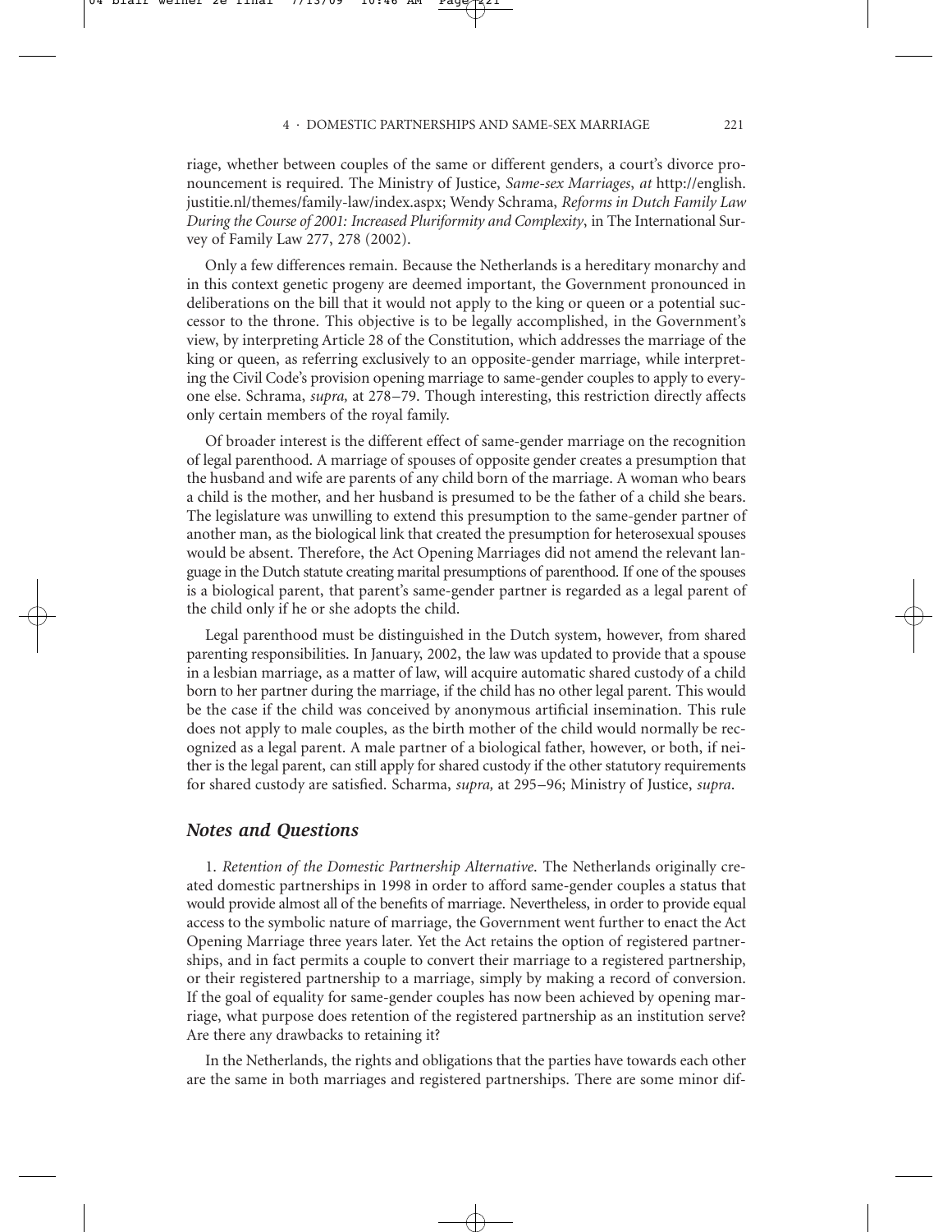riage, whether between couples of the same or different genders, a court's divorce pronouncement is required. The Ministry of Justice, *Same-sex Marriages*, *at* http://english.justitie.nl/themes/family-law/index.aspx; Wendy Schrama, *Reforms in Dutch Family Law During the Course of 2001: Increased Pluriformity and Complexity*, in The International Survey of Family Law 277, 278 (2002).

Only a few differences remain. Because the Netherlands is a hereditary monarchy and in this context genetic progeny are deemed important, the Government pronounced in deliberations on the bill that it would not apply to the king or queen or a potential successor to the throne. This objective is to be legally accomplished, in the Government's view, by interpreting Article 28 of the Constitution, which addresses the marriage of the king or queen, as referring exclusively to an opposite-gender marriage, while interpreting the Civil Code's provision opening marriage to same-gender couples to apply to everyone else. Schrama, *supra,* at 278–79. Though interesting, this restriction directly affects only certain members of the royal family.

Of broader interest is the different effect of same-gender marriage on the recognition of legal parenthood. A marriage of spouses of opposite gender creates a presumption that the husband and wife are parents of any child born of the marriage. A woman who bears a child is the mother, and her husband is presumed to be the father of a child she bears. The legislature was unwilling to extend this presumption to the same-gender partner of another man, as the biological link that created the presumption for heterosexual spouses would be absent. Therefore, the Act Opening Marriages did not amend the relevant language in the Dutch statute creating marital presumptions of parenthood. If one of the spouses is a biological parent, that parent's same-gender partner is regarded as a legal parent of the child only if he or she adopts the child.

Legal parenthood must be distinguished in the Dutch system, however, from shared parenting responsibilities. In January, 2002, the law was updated to provide that a spouse in a lesbian marriage, as a matter of law, will acquire automatic shared custody of a child born to her partner during the marriage, if the child has no other legal parent. This would be the case if the child was conceived by anonymous artificial insemination. This rule does not apply to male couples, as the birth mother of the child would normally be recognized as a legal parent. A male partner of a biological father, however, or both, if neither is the legal parent, can still apply for shared custody if the other statutory requirements for shared custody are satisfied. Scharma, *supra,* at 295–96; Ministry of Justice, *supra*.

## *Notes and Questions*

1. *Retention of the Domestic Partnership Alternative*. The Netherlands originally created domestic partnerships in 1998 in order to afford same-gender couples a status that would provide almost all of the benefits of marriage. Nevertheless, in order to provide equal access to the symbolic nature of marriage, the Government went further to enact the Act Opening Marriage three years later. Yet the Act retains the option of registered partnerships, and in fact permits a couple to convert their marriage to a registered partnership, or their registered partnership to a marriage, simply by making a record of conversion. If the goal of equality for same-gender couples has now been achieved by opening marriage, what purpose does retention of the registered partnership as an institution serve? Are there any drawbacks to retaining it?

In the Netherlands, the rights and obligations that the parties have towards each other are the same in both marriages and registered partnerships. There are some minor dif-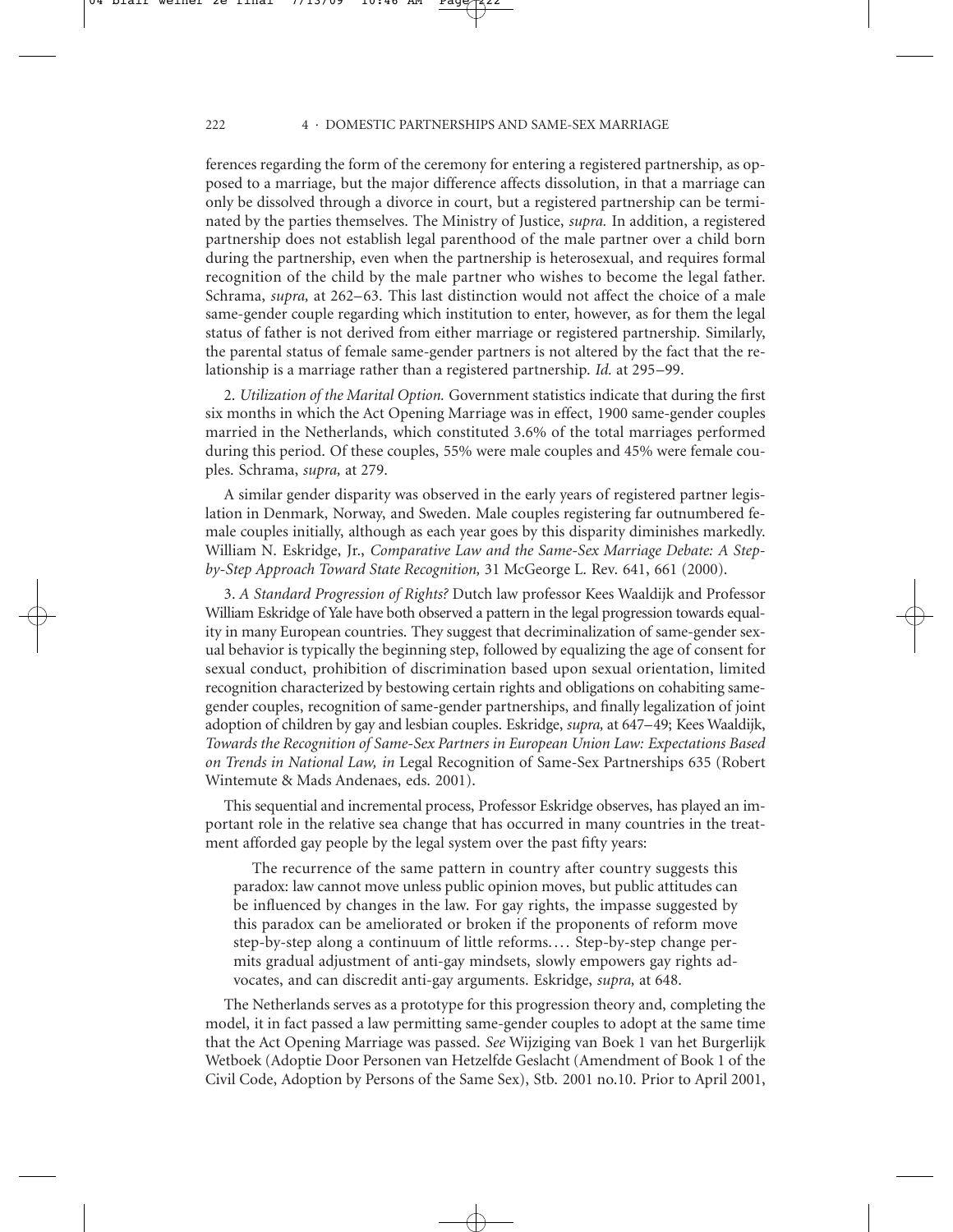ferences regarding the form of the ceremony for entering a registered partnership, as opposed to a marriage, but the major difference affects dissolution, in that a marriage can only be dissolved through a divorce in court, but a registered partnership can be terminated by the parties themselves. The Ministry of Justice, *supra.* In addition, a registered partnership does not establish legal parenthood of the male partner over a child born during the partnership, even when the partnership is heterosexual, and requires formal recognition of the child by the male partner who wishes to become the legal father. Schrama, *supra,* at 262–63. This last distinction would not affect the choice of a male same-gender couple regarding which institution to enter, however, as for them the legal status of father is not derived from either marriage or registered partnership. Similarly, the parental status of female same-gender partners is not altered by the fact that the relationship is a marriage rather than a registered partnership. *Id.* at 295–99.

2. *Utilization of the Marital Option.* Government statistics indicate that during the first six months in which the Act Opening Marriage was in effect, 1900 same-gender couples married in the Netherlands, which constituted 3.6% of the total marriages performed during this period. Of these couples, 55% were male couples and 45% were female couples. Schrama, *supra,* at 279.

A similar gender disparity was observed in the early years of registered partner legislation in Denmark, Norway, and Sweden. Male couples registering far outnumbered female couples initially, although as each year goes by this disparity diminishes markedly. William N. Eskridge, Jr., *Comparative Law and the Same-Sex Marriage Debate: A Step-by-Step Approach Toward State Recognition,* 31 McGeorge L. Rev. 641, 661 (2000).

3. *A Standard Progression of Rights?* Dutch law professor Kees Waaldijk and Professor William Eskridge of Yale have both observed a pattern in the legal progression towards equality in many European countries. They suggest that decriminalization of same-gender sexual behavior is typically the beginning step, followed by equalizing the age of consent for sexual conduct, prohibition of discrimination based upon sexual orientation, limited recognition characterized by bestowing certain rights and obligations on cohabiting same-gender couples, recognition of same-gender partnerships, and finally legalization of joint adoption of children by gay and lesbian couples. Eskridge, *supra,* at 647–49; Kees Waaldijk, *Towards the Recognition of Same-Sex Partners in European Union Law: Expectations Based on Trends in National Law, in* Legal Recognition of Same-Sex Partnerships 635 (Robert Wintemute & Mads Andenaes, eds. 2001).

This sequential and incremental process, Professor Eskridge observes, has played an important role in the relative sea change that has occurred in many countries in the treatment afforded gay people by the legal system over the past fifty years:

> The recurrence of the same pattern in country after country suggests this paradox: law cannot move unless public opinion moves, but public attitudes can be influenced by changes in the law. For gay rights, the impasse suggested by this paradox can be ameliorated or broken if the proponents of reform move step-by-step along a continuum of little reforms.... Step-by-step change permits gradual adjustment of anti-gay mindsets, slowly empowers gay rights advocates, and can discredit anti-gay arguments. Eskridge, *supra,* at 648.

The Netherlands serves as a prototype for this progression theory and, completing the model, it in fact passed a law permitting same-gender couples to adopt at the same time that the Act Opening Marriage was passed. *See* Wijziging van Boek 1 van het Burgerlijk Wetboek (Adoptie Door Personen van Hetzelfde Geslacht (Amendment of Book 1 of the Civil Code, Adoption by Persons of the Same Sex), Stb. 2001 no.10. Prior to April 2001,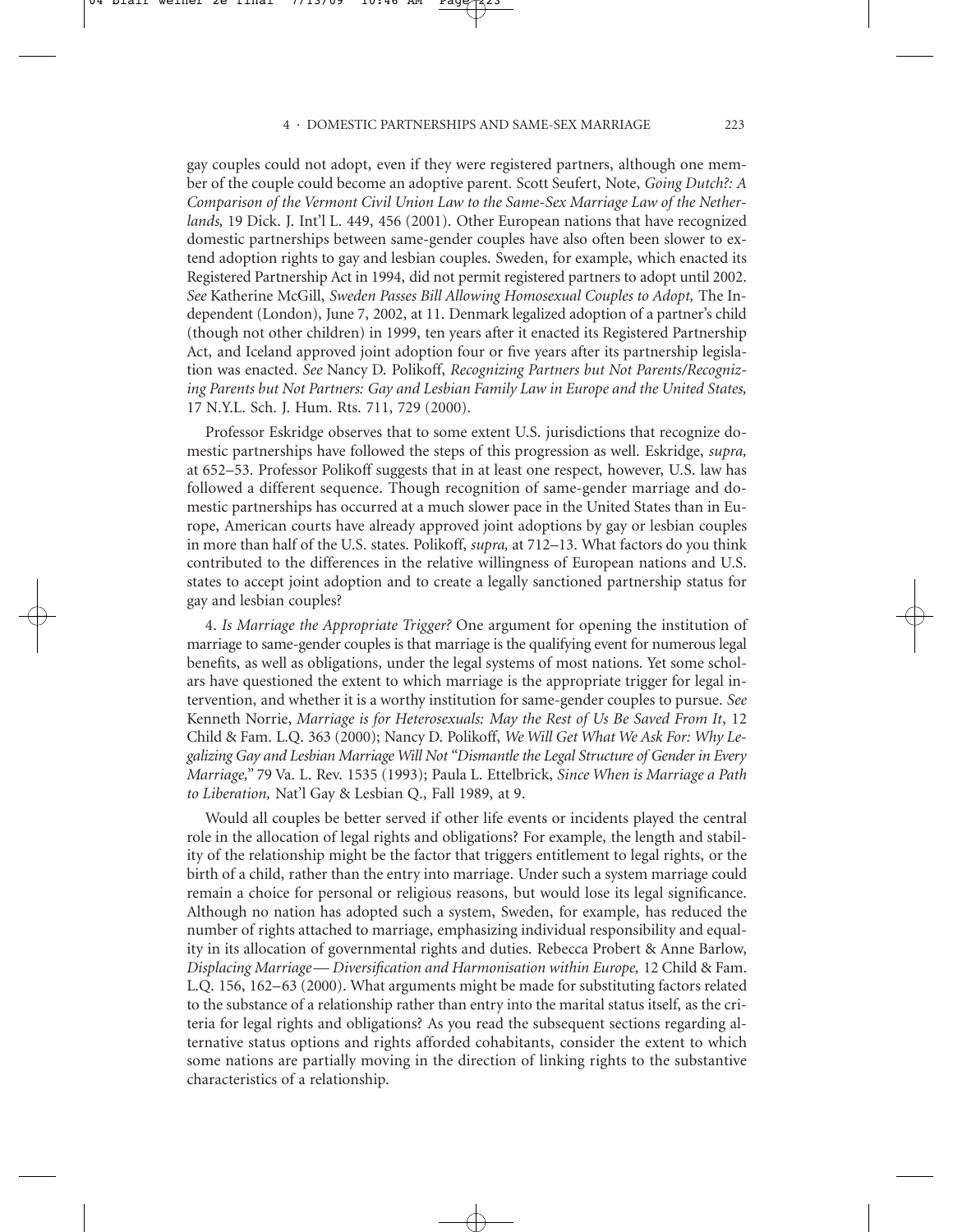gay couples could not adopt, even if they were registered partners, although one member of the couple could become an adoptive parent. Scott Seufert, Note, *Going Dutch?: A Comparison of the Vermont Civil Union Law to the Same-Sex Marriage Law of the Netherlands,* 19 Dick. J. Int'l L. 449, 456 (2001). Other European nations that have recognized domestic partnerships between same-gender couples have also often been slower to extend adoption rights to gay and lesbian couples. Sweden, for example, which enacted its Registered Partnership Act in 1994, did not permit registered partners to adopt until 2002. *See* Katherine McGill, *Sweden Passes Bill Allowing Homosexual Couples to Adopt,* The Independent (London), June 7, 2002, at 11. Denmark legalized adoption of a partner's child (though not other children) in 1999, ten years after it enacted its Registered Partnership Act, and Iceland approved joint adoption four or five years after its partnership legislation was enacted. *See* Nancy D. Polikoff, *Recognizing Partners but Not Parents/Recognizing Parents but Not Partners: Gay and Lesbian Family Law in Europe and the United States,* 17 N.Y.L. Sch. J. Hum. Rts. 711, 729 (2000).

Professor Eskridge observes that to some extent U.S. jurisdictions that recognize domestic partnerships have followed the steps of this progression as well. Eskridge, *supra,* at 652–53. Professor Polikoff suggests that in at least one respect, however, U.S. law has followed a different sequence. Though recognition of same-gender marriage and domestic partnerships has occurred at a much slower pace in the United States than in Europe, American courts have already approved joint adoptions by gay or lesbian couples in more than half of the U.S. states. Polikoff, *supra,* at 712–13. What factors do you think contributed to the differences in the relative willingness of European nations and U.S. states to accept joint adoption and to create a legally sanctioned partnership status for gay and lesbian couples?

4. *Is Marriage the Appropriate Trigger?* One argument for opening the institution of marriage to same-gender couples is that marriage is the qualifying event for numerous legal benefits, as well as obligations, under the legal systems of most nations. Yet some scholars have questioned the extent to which marriage is the appropriate trigger for legal intervention, and whether it is a worthy institution for same-gender couples to pursue. *See* Kenneth Norrie, *Marriage is for Heterosexuals: May the Rest of Us Be Saved From It*, 12 Child & Fam. L.Q. 363 (2000); Nancy D. Polikoff, *We Will Get What We Ask For: Why Legalizing Gay and Lesbian Marriage Will Not "Dismantle the Legal Structure of Gender in Every Marriage,"* 79 Va. L. Rev. 1535 (1993); Paula L. Ettelbrick, *Since When is Marriage a Path to Liberation,* Nat'l Gay & Lesbian Q., Fall 1989, at 9.

Would all couples be better served if other life events or incidents played the central role in the allocation of legal rights and obligations? For example, the length and stability of the relationship might be the factor that triggers entitlement to legal rights, or the birth of a child, rather than the entry into marriage. Under such a system marriage could remain a choice for personal or religious reasons, but would lose its legal significance. Although no nation has adopted such a system, Sweden, for example, has reduced the number of rights attached to marriage, emphasizing individual responsibility and equality in its allocation of governmental rights and duties. Rebecca Probert & Anne Barlow, *Displacing Marriage—Diversification and Harmonisation within Europe,* 12 Child & Fam. L.Q. 156, 162–63 (2000). What arguments might be made for substituting factors related to the substance of a relationship rather than entry into the marital status itself, as the criteria for legal rights and obligations? As you read the subsequent sections regarding alternative status options and rights afforded cohabitants, consider the extent to which some nations are partially moving in the direction of linking rights to the substantive characteristics of a relationship.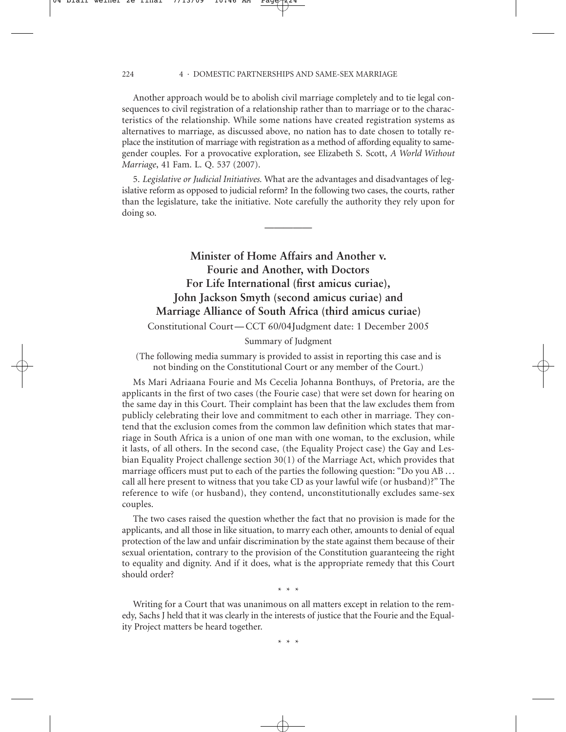Another approach would be to abolish civil marriage completely and to tie legal consequences to civil registration of a relationship rather than to marriage or to the characteristics of the relationship. While some nations have created registration systems as alternatives to marriage, as discussed above, no nation has to date chosen to totally replace the institution of marriage with registration as a method of affording equality to same-gender couples. For a provocative exploration, see Elizabeth S. Scott, *A World Without Marriage*, 41 Fam. L. Q. 537 (2007).

5. *Legislative or Judicial Initiatives.* What are the advantages and disadvantages of legislative reform as opposed to judicial reform? In the following two cases, the courts, rather than the legislature, take the initiative. Note carefully the authority they rely upon for doing so.

---

## Minister of Home Affairs and Another v. Fourie and Another, with Doctors For Life International (first amicus curiae), John Jackson Smyth (second amicus curiae) and Marriage Alliance of South Africa (third amicus curiae)

Constitutional Court—CCT 60/04Judgment date: 1 December 2005

Summary of Judgment

(The following media summary is provided to assist in reporting this case and is not binding on the Constitutional Court or any member of the Court.)

Ms Mari Adriaana Fourie and Ms Cecelia Johanna Bonthuys, of Pretoria, are the applicants in the first of two cases (the Fourie case) that were set down for hearing on the same day in this Court. Their complaint has been that the law excludes them from publicly celebrating their love and commitment to each other in marriage. They contend that the exclusion comes from the common law definition which states that marriage in South Africa is a union of one man with one woman, to the exclusion, while it lasts, of all others. In the second case, (the Equality Project case) the Gay and Lesbian Equality Project challenge section 30(1) of the Marriage Act, which provides that marriage officers must put to each of the parties the following question: "Do you AB … call all here present to witness that you take CD as your lawful wife (or husband)?" The reference to wife (or husband), they contend, unconstitutionally excludes same-sex couples.

The two cases raised the question whether the fact that no provision is made for the applicants, and all those in like situation, to marry each other, amounts to denial of equal protection of the law and unfair discrimination by the state against them because of their sexual orientation, contrary to the provision of the Constitution guaranteeing the right to equality and dignity. And if it does, what is the appropriate remedy that this Court should order?

\* \* \*

Writing for a Court that was unanimous on all matters except in relation to the remedy, Sachs J held that it was clearly in the interests of justice that the Fourie and the Equality Project matters be heard together.

\* \* \*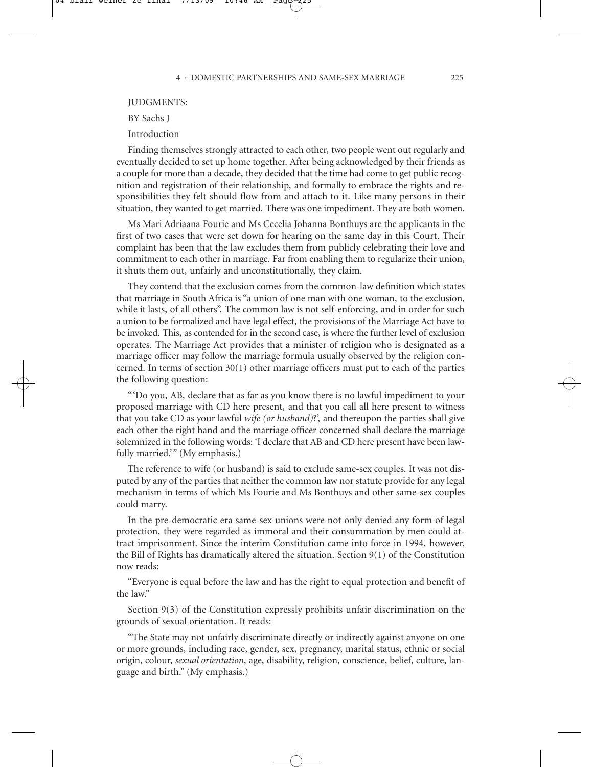JUDGMENTS:

BY Sachs J

Introduction

Finding themselves strongly attracted to each other, two people went out regularly and eventually decided to set up home together. After being acknowledged by their friends as a couple for more than a decade, they decided that the time had come to get public recognition and registration of their relationship, and formally to embrace the rights and responsibilities they felt should flow from and attach to it. Like many persons in their situation, they wanted to get married. There was one impediment. They are both women.

Ms Mari Adriaana Fourie and Ms Cecelia Johanna Bonthuys are the applicants in the first of two cases that were set down for hearing on the same day in this Court. Their complaint has been that the law excludes them from publicly celebrating their love and commitment to each other in marriage. Far from enabling them to regularize their union, it shuts them out, unfairly and unconstitutionally, they claim.

They contend that the exclusion comes from the common-law definition which states that marriage in South Africa is "a union of one man with one woman, to the exclusion, while it lasts, of all others". The common law is not self-enforcing, and in order for such a union to be formalized and have legal effect, the provisions of the Marriage Act have to be invoked. This, as contended for in the second case, is where the further level of exclusion operates. The Marriage Act provides that a minister of religion who is designated as a marriage officer may follow the marriage formula usually observed by the religion concerned. In terms of section 30(1) other marriage officers must put to each of the parties the following question:

"'Do you, AB, declare that as far as you know there is no lawful impediment to your proposed marriage with CD here present, and that you call all here present to witness that you take CD as your lawful *wife (or husband)*?', and thereupon the parties shall give each other the right hand and the marriage officer concerned shall declare the marriage solemnized in the following words: 'I declare that AB and CD here present have been lawfully married.'" (My emphasis.)

The reference to wife (or husband) is said to exclude same-sex couples. It was not disputed by any of the parties that neither the common law nor statute provide for any legal mechanism in terms of which Ms Fourie and Ms Bonthuys and other same-sex couples could marry.

In the pre-democratic era same-sex unions were not only denied any form of legal protection, they were regarded as immoral and their consummation by men could attract imprisonment. Since the interim Constitution came into force in 1994, however, the Bill of Rights has dramatically altered the situation. Section 9(1) of the Constitution now reads:

"Everyone is equal before the law and has the right to equal protection and benefit of the law."

Section 9(3) of the Constitution expressly prohibits unfair discrimination on the grounds of sexual orientation. It reads:

"The State may not unfairly discriminate directly or indirectly against anyone on one or more grounds, including race, gender, sex, pregnancy, marital status, ethnic or social origin, colour, *sexual orientation*, age, disability, religion, conscience, belief, culture, language and birth." (My emphasis.)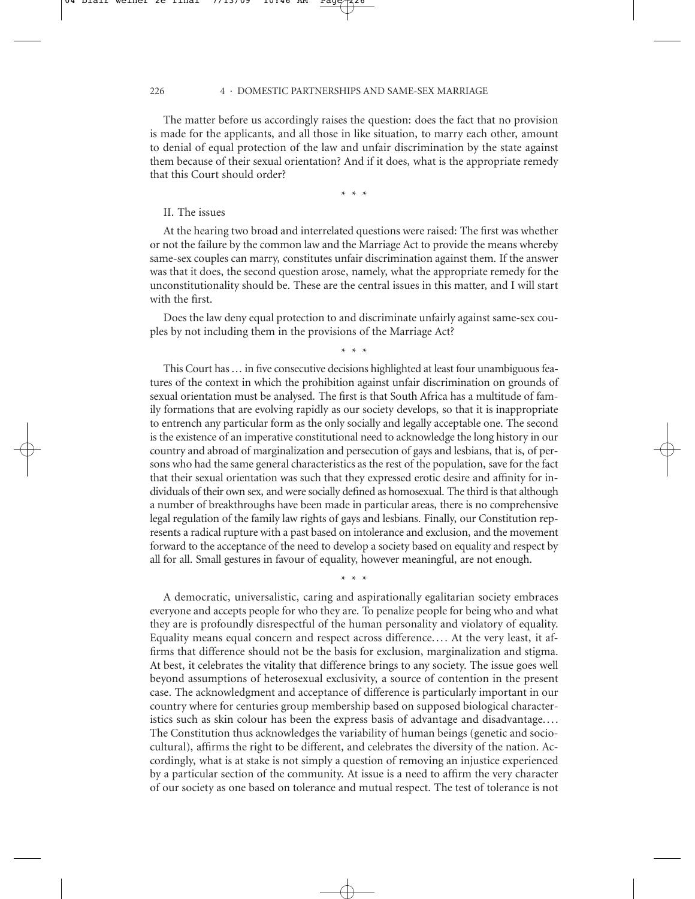The matter before us accordingly raises the question: does the fact that no provision is made for the applicants, and all those in like situation, to marry each other, amount to denial of equal protection of the law and unfair discrimination by the state against them because of their sexual orientation? And if it does, what is the appropriate remedy that this Court should order?

\* \* \*

II. The issues

At the hearing two broad and interrelated questions were raised: The first was whether or not the failure by the common law and the Marriage Act to provide the means whereby same-sex couples can marry, constitutes unfair discrimination against them. If the answer was that it does, the second question arose, namely, what the appropriate remedy for the unconstitutionality should be. These are the central issues in this matter, and I will start with the first.

Does the law deny equal protection to and discriminate unfairly against same-sex couples by not including them in the provisions of the Marriage Act?

\* \* \*

This Court has … in five consecutive decisions highlighted at least four unambiguous features of the context in which the prohibition against unfair discrimination on grounds of sexual orientation must be analysed. The first is that South Africa has a multitude of family formations that are evolving rapidly as our society develops, so that it is inappropriate to entrench any particular form as the only socially and legally acceptable one. The second is the existence of an imperative constitutional need to acknowledge the long history in our country and abroad of marginalization and persecution of gays and lesbians, that is, of persons who had the same general characteristics as the rest of the population, save for the fact that their sexual orientation was such that they expressed erotic desire and affinity for individuals of their own sex, and were socially defined as homosexual. The third is that although a number of breakthroughs have been made in particular areas, there is no comprehensive legal regulation of the family law rights of gays and lesbians. Finally, our Constitution represents a radical rupture with a past based on intolerance and exclusion, and the movement forward to the acceptance of the need to develop a society based on equality and respect by all for all. Small gestures in favour of equality, however meaningful, are not enough.

\* \* \*

A democratic, universalistic, caring and aspirationally egalitarian society embraces everyone and accepts people for who they are. To penalize people for being who and what they are is profoundly disrespectful of the human personality and violatory of equality. Equality means equal concern and respect across difference.… At the very least, it affirms that difference should not be the basis for exclusion, marginalization and stigma. At best, it celebrates the vitality that difference brings to any society. The issue goes well beyond assumptions of heterosexual exclusivity, a source of contention in the present case. The acknowledgment and acceptance of difference is particularly important in our country where for centuries group membership based on supposed biological characteristics such as skin colour has been the express basis of advantage and disadvantage.… The Constitution thus acknowledges the variability of human beings (genetic and socio-cultural), affirms the right to be different, and celebrates the diversity of the nation. Accordingly, what is at stake is not simply a question of removing an injustice experienced by a particular section of the community. At issue is a need to affirm the very character of our society as one based on tolerance and mutual respect. The test of tolerance is not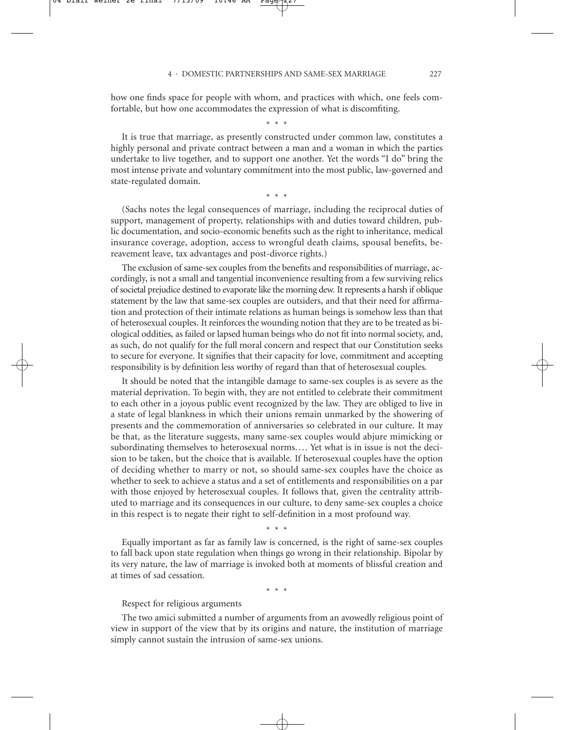how one finds space for people with whom, and practices with which, one feels comfortable, but how one accommodates the expression of what is discomfiting.

\* \* \*

It is true that marriage, as presently constructed under common law, constitutes a highly personal and private contract between a man and a woman in which the parties undertake to live together, and to support one another. Yet the words "I do" bring the most intense private and voluntary commitment into the most public, law-governed and state-regulated domain.

\* \* \*

(Sachs notes the legal consequences of marriage, including the reciprocal duties of support, management of property, relationships with and duties toward children, public documentation, and socio-economic benefits such as the right to inheritance, medical insurance coverage, adoption, access to wrongful death claims, spousal benefits, bereavement leave, tax advantages and post-divorce rights.)

The exclusion of same-sex couples from the benefits and responsibilities of marriage, accordingly, is not a small and tangential inconvenience resulting from a few surviving relics of societal prejudice destined to evaporate like the morning dew. It represents a harsh if oblique statement by the law that same-sex couples are outsiders, and that their need for affirmation and protection of their intimate relations as human beings is somehow less than that of heterosexual couples. It reinforces the wounding notion that they are to be treated as biological oddities, as failed or lapsed human beings who do not fit into normal society, and, as such, do not qualify for the full moral concern and respect that our Constitution seeks to secure for everyone. It signifies that their capacity for love, commitment and accepting responsibility is by definition less worthy of regard than that of heterosexual couples.

It should be noted that the intangible damage to same-sex couples is as severe as the material deprivation. To begin with, they are not entitled to celebrate their commitment to each other in a joyous public event recognized by the law. They are obliged to live in a state of legal blankness in which their unions remain unmarked by the showering of presents and the commemoration of anniversaries so celebrated in our culture. It may be that, as the literature suggests, many same-sex couples would abjure mimicking or subordinating themselves to heterosexual norms.... Yet what is in issue is not the decision to be taken, but the choice that is available. If heterosexual couples have the option of deciding whether to marry or not, so should same-sex couples have the choice as whether to seek to achieve a status and a set of entitlements and responsibilities on a par with those enjoyed by heterosexual couples. It follows that, given the centrality attributed to marriage and its consequences in our culture, to deny same-sex couples a choice in this respect is to negate their right to self-definition in a most profound way.

\* \* \*

Equally important as far as family law is concerned, is the right of same-sex couples to fall back upon state regulation when things go wrong in their relationship. Bipolar by its very nature, the law of marriage is invoked both at moments of blissful creation and at times of sad cessation.

\* \* \*

Respect for religious arguments

The two amici submitted a number of arguments from an avowedly religious point of view in support of the view that by its origins and nature, the institution of marriage simply cannot sustain the intrusion of same-sex unions.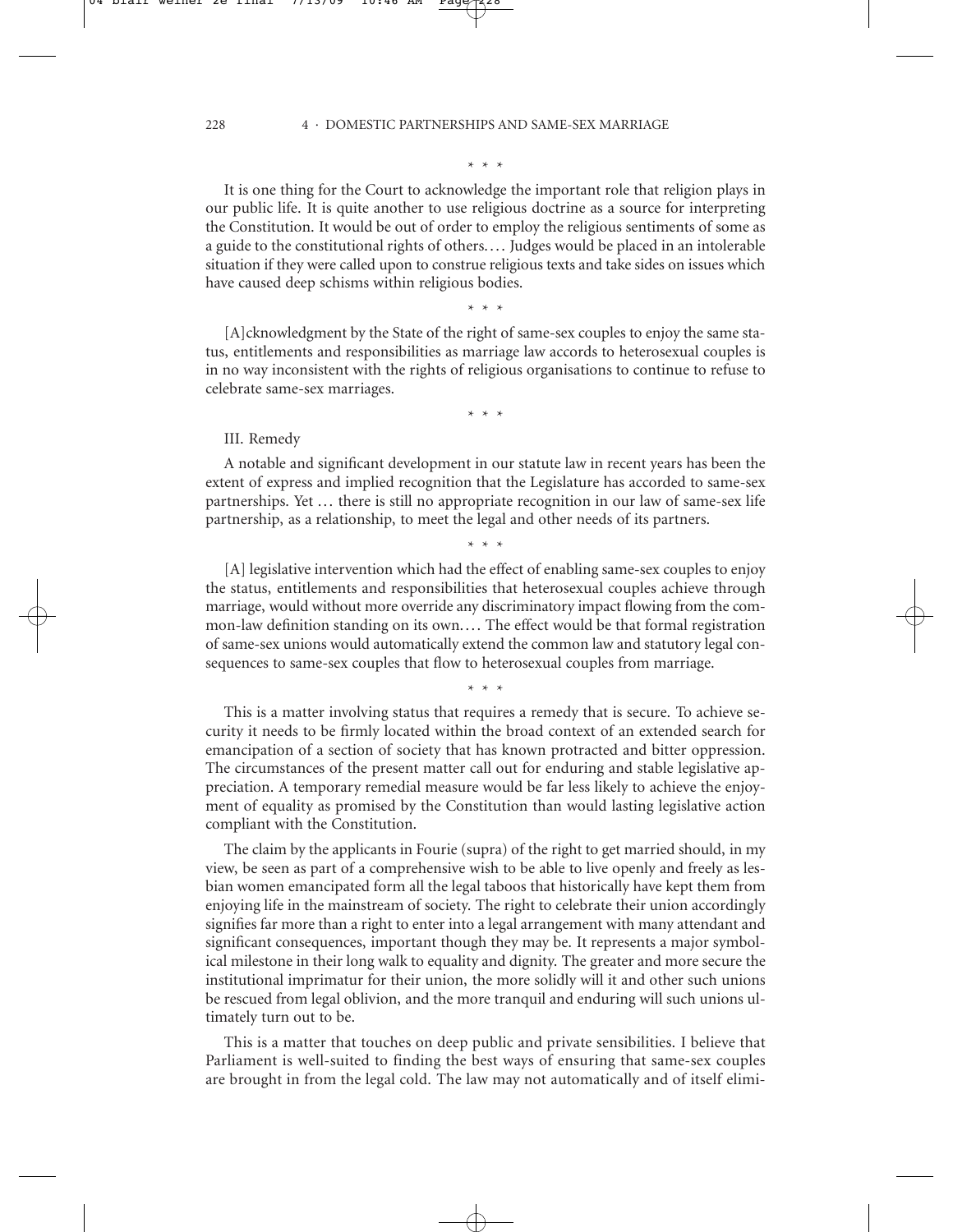\* \* \*

It is one thing for the Court to acknowledge the important role that religion plays in our public life. It is quite another to use religious doctrine as a source for interpreting the Constitution. It would be out of order to employ the religious sentiments of some as a guide to the constitutional rights of others.... Judges would be placed in an intolerable situation if they were called upon to construe religious texts and take sides on issues which have caused deep schisms within religious bodies.

\* \* \*

[A]cknowledgment by the State of the right of same-sex couples to enjoy the same status, entitlements and responsibilities as marriage law accords to heterosexual couples is in no way inconsistent with the rights of religious organisations to continue to refuse to celebrate same-sex marriages.

\* \* \*

III. Remedy

A notable and significant development in our statute law in recent years has been the extent of express and implied recognition that the Legislature has accorded to same-sex partnerships. Yet ... there is still no appropriate recognition in our law of same-sex life partnership, as a relationship, to meet the legal and other needs of its partners.

\* \* \*

[A] legislative intervention which had the effect of enabling same-sex couples to enjoy the status, entitlements and responsibilities that heterosexual couples achieve through marriage, would without more override any discriminatory impact flowing from the common-law definition standing on its own.... The effect would be that formal registration of same-sex unions would automatically extend the common law and statutory legal consequences to same-sex couples that flow to heterosexual couples from marriage.

\* \* \*

This is a matter involving status that requires a remedy that is secure. To achieve security it needs to be firmly located within the broad context of an extended search for emancipation of a section of society that has known protracted and bitter oppression. The circumstances of the present matter call out for enduring and stable legislative appreciation. A temporary remedial measure would be far less likely to achieve the enjoyment of equality as promised by the Constitution than would lasting legislative action compliant with the Constitution.

The claim by the applicants in Fourie (supra) of the right to get married should, in my view, be seen as part of a comprehensive wish to be able to live openly and freely as lesbian women emancipated form all the legal taboos that historically have kept them from enjoying life in the mainstream of society. The right to celebrate their union accordingly signifies far more than a right to enter into a legal arrangement with many attendant and significant consequences, important though they may be. It represents a major symbolical milestone in their long walk to equality and dignity. The greater and more secure the institutional imprimatur for their union, the more solidly will it and other such unions be rescued from legal oblivion, and the more tranquil and enduring will such unions ultimately turn out to be.

This is a matter that touches on deep public and private sensibilities. I believe that Parliament is well-suited to finding the best ways of ensuring that same-sex couples are brought in from the legal cold. The law may not automatically and of itself elimi-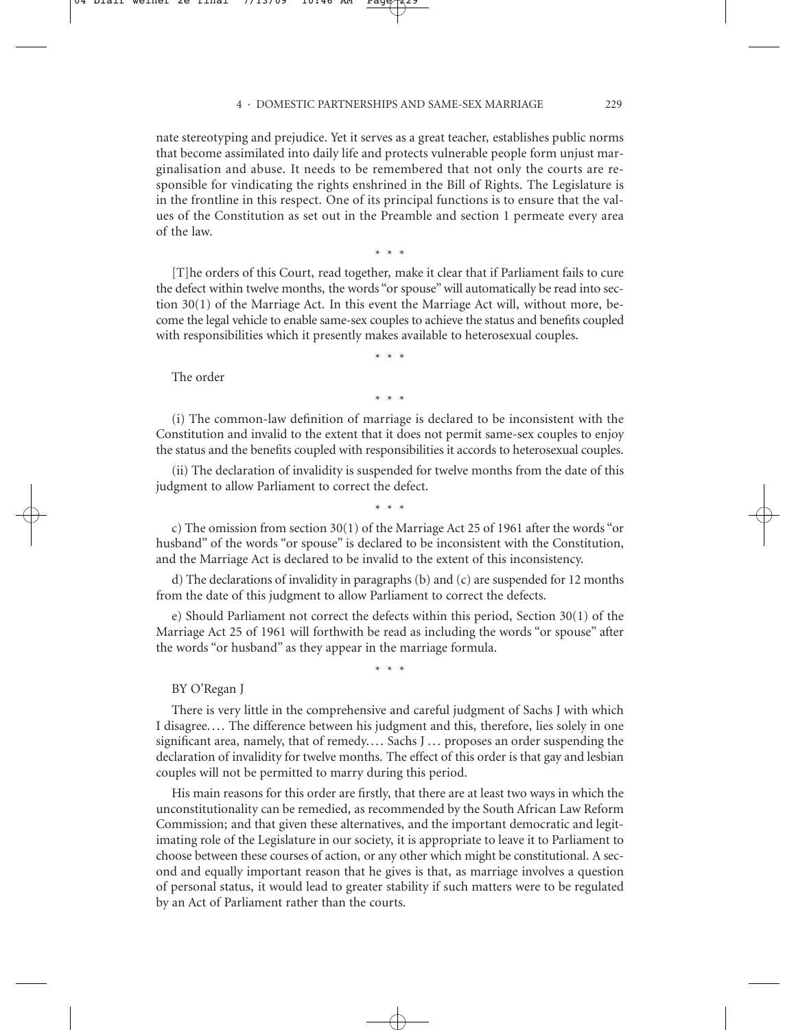nate stereotyping and prejudice. Yet it serves as a great teacher, establishes public norms that become assimilated into daily life and protects vulnerable people form unjust marginalisation and abuse. It needs to be remembered that not only the courts are responsible for vindicating the rights enshrined in the Bill of Rights. The Legislature is in the frontline in this respect. One of its principal functions is to ensure that the values of the Constitution as set out in the Preamble and section 1 permeate every area of the law.

\* \* \*

[T]he orders of this Court, read together, make it clear that if Parliament fails to cure the defect within twelve months, the words "or spouse" will automatically be read into section 30(1) of the Marriage Act. In this event the Marriage Act will, without more, become the legal vehicle to enable same-sex couples to achieve the status and benefits coupled with responsibilities which it presently makes available to heterosexual couples.

\* \* \*

The order

\* \* \*

(i) The common-law definition of marriage is declared to be inconsistent with the Constitution and invalid to the extent that it does not permit same-sex couples to enjoy the status and the benefits coupled with responsibilities it accords to heterosexual couples.

(ii) The declaration of invalidity is suspended for twelve months from the date of this judgment to allow Parliament to correct the defect.

\* \* \*

c) The omission from section 30(1) of the Marriage Act 25 of 1961 after the words "or husband" of the words "or spouse" is declared to be inconsistent with the Constitution, and the Marriage Act is declared to be invalid to the extent of this inconsistency.

d) The declarations of invalidity in paragraphs (b) and (c) are suspended for 12 months from the date of this judgment to allow Parliament to correct the defects.

e) Should Parliament not correct the defects within this period, Section 30(1) of the Marriage Act 25 of 1961 will forthwith be read as including the words "or spouse" after the words "or husband" as they appear in the marriage formula.

\* \* \*

BY O'Regan J

There is very little in the comprehensive and careful judgment of Sachs J with which I disagree.... The difference between his judgment and this, therefore, lies solely in one significant area, namely, that of remedy.... Sachs J ... proposes an order suspending the declaration of invalidity for twelve months. The effect of this order is that gay and lesbian couples will not be permitted to marry during this period.

His main reasons for this order are firstly, that there are at least two ways in which the unconstitutionality can be remedied, as recommended by the South African Law Reform Commission; and that given these alternatives, and the important democratic and legitimating role of the Legislature in our society, it is appropriate to leave it to Parliament to choose between these courses of action, or any other which might be constitutional. A second and equally important reason that he gives is that, as marriage involves a question of personal status, it would lead to greater stability if such matters were to be regulated by an Act of Parliament rather than the courts.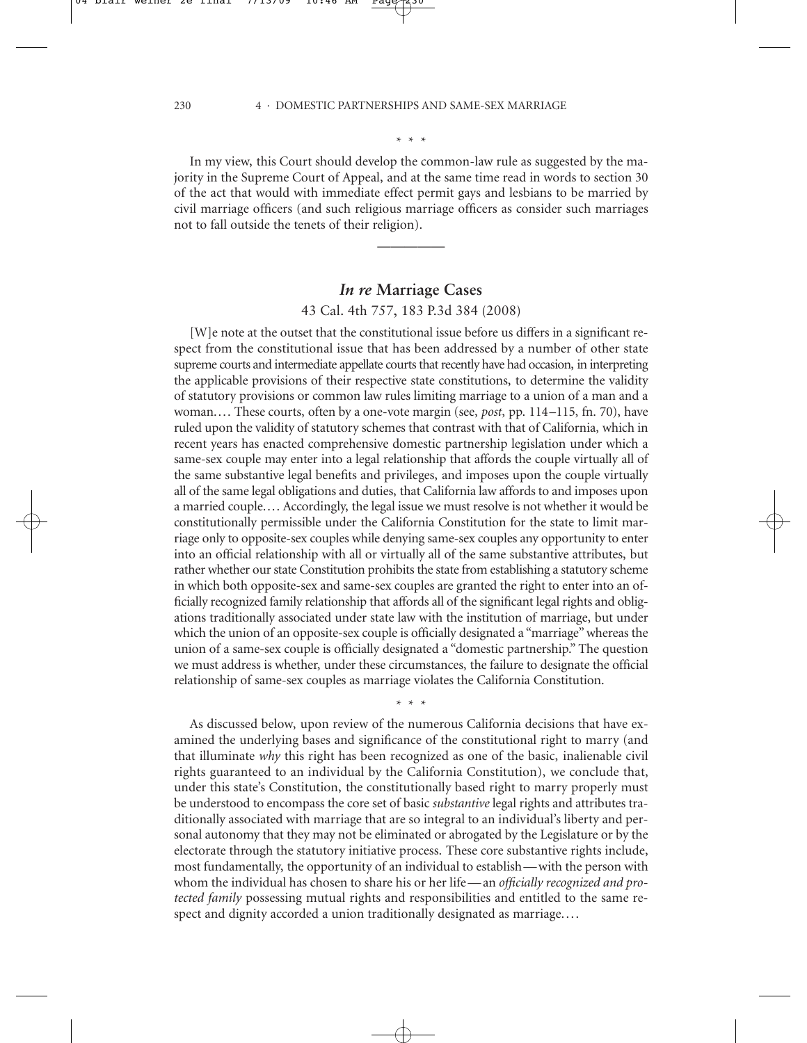\* \* \*

In my view, this Court should develop the common-law rule as suggested by the majority in the Supreme Court of Appeal, and at the same time read in words to section 30 of the act that would with immediate effect permit gays and lesbians to be married by civil marriage officers (and such religious marriage officers as consider such marriages not to fall outside the tenets of their religion).

---

## *In re* Marriage Cases

43 Cal. 4th 757, 183 P.3d 384 (2008)

[W]e note at the outset that the constitutional issue before us differs in a significant respect from the constitutional issue that has been addressed by a number of other state supreme courts and intermediate appellate courts that recently have had occasion, in interpreting the applicable provisions of their respective state constitutions, to determine the validity of statutory provisions or common law rules limiting marriage to a union of a man and a woman.… These courts, often by a one-vote margin (see, *post*, pp. 114–115, fn. 70), have ruled upon the validity of statutory schemes that contrast with that of California, which in recent years has enacted comprehensive domestic partnership legislation under which a same-sex couple may enter into a legal relationship that affords the couple virtually all of the same substantive legal benefits and privileges, and imposes upon the couple virtually all of the same legal obligations and duties, that California law affords to and imposes upon a married couple.… Accordingly, the legal issue we must resolve is not whether it would be constitutionally permissible under the California Constitution for the state to limit marriage only to opposite-sex couples while denying same-sex couples any opportunity to enter into an official relationship with all or virtually all of the same substantive attributes, but rather whether our state Constitution prohibits the state from establishing a statutory scheme in which both opposite-sex and same-sex couples are granted the right to enter into an officially recognized family relationship that affords all of the significant legal rights and obligations traditionally associated under state law with the institution of marriage, but under which the union of an opposite-sex couple is officially designated a "marriage" whereas the union of a same-sex couple is officially designated a "domestic partnership." The question we must address is whether, under these circumstances, the failure to designate the official relationship of same-sex couples as marriage violates the California Constitution.

\* \* \*

As discussed below, upon review of the numerous California decisions that have examined the underlying bases and significance of the constitutional right to marry (and that illuminate *why* this right has been recognized as one of the basic, inalienable civil rights guaranteed to an individual by the California Constitution), we conclude that, under this state's Constitution, the constitutionally based right to marry properly must be understood to encompass the core set of basic *substantive* legal rights and attributes traditionally associated with marriage that are so integral to an individual's liberty and personal autonomy that they may not be eliminated or abrogated by the Legislature or by the electorate through the statutory initiative process. These core substantive rights include, most fundamentally, the opportunity of an individual to establish—with the person with whom the individual has chosen to share his or her life—an *officially recognized and protected family* possessing mutual rights and responsibilities and entitled to the same respect and dignity accorded a union traditionally designated as marriage.…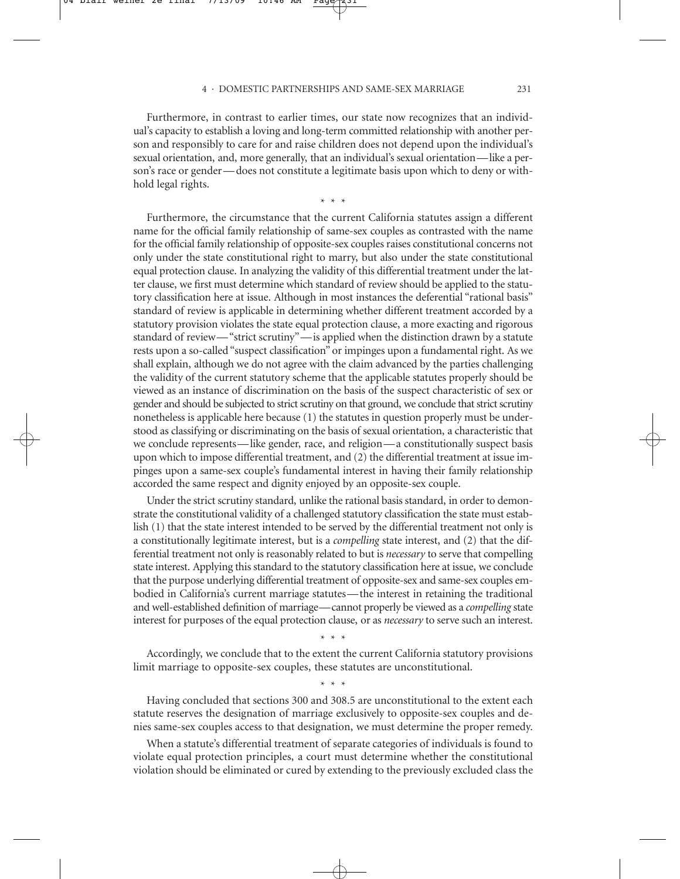Furthermore, in contrast to earlier times, our state now recognizes that an individual's capacity to establish a loving and long-term committed relationship with another person and responsibly to care for and raise children does not depend upon the individual's sexual orientation, and, more generally, that an individual's sexual orientation—like a person's race or gender—does not constitute a legitimate basis upon which to deny or withhold legal rights.

\* \* \*

Furthermore, the circumstance that the current California statutes assign a different name for the official family relationship of same-sex couples as contrasted with the name for the official family relationship of opposite-sex couples raises constitutional concerns not only under the state constitutional right to marry, but also under the state constitutional equal protection clause. In analyzing the validity of this differential treatment under the latter clause, we first must determine which standard of review should be applied to the statutory classification here at issue. Although in most instances the deferential "rational basis" standard of review is applicable in determining whether different treatment accorded by a statutory provision violates the state equal protection clause, a more exacting and rigorous standard of review—"strict scrutiny"—is applied when the distinction drawn by a statute rests upon a so-called "suspect classification" or impinges upon a fundamental right. As we shall explain, although we do not agree with the claim advanced by the parties challenging the validity of the current statutory scheme that the applicable statutes properly should be viewed as an instance of discrimination on the basis of the suspect characteristic of sex or gender and should be subjected to strict scrutiny on that ground, we conclude that strict scrutiny nonetheless is applicable here because (1) the statutes in question properly must be understood as classifying or discriminating on the basis of sexual orientation, a characteristic that we conclude represents—like gender, race, and religion—a constitutionally suspect basis upon which to impose differential treatment, and (2) the differential treatment at issue impinges upon a same-sex couple's fundamental interest in having their family relationship accorded the same respect and dignity enjoyed by an opposite-sex couple.

Under the strict scrutiny standard, unlike the rational basis standard, in order to demonstrate the constitutional validity of a challenged statutory classification the state must establish (1) that the state interest intended to be served by the differential treatment not only is a constitutionally legitimate interest, but is a *compelling* state interest, and (2) that the differential treatment not only is reasonably related to but is *necessary* to serve that compelling state interest. Applying this standard to the statutory classification here at issue, we conclude that the purpose underlying differential treatment of opposite-sex and same-sex couples embodied in California's current marriage statutes—the interest in retaining the traditional and well-established definition of marriage—cannot properly be viewed as a *compelling* state interest for purposes of the equal protection clause, or as *necessary* to serve such an interest.

\* \* \*

Accordingly, we conclude that to the extent the current California statutory provisions limit marriage to opposite-sex couples, these statutes are unconstitutional.

\* \* \*

Having concluded that sections 300 and 308.5 are unconstitutional to the extent each statute reserves the designation of marriage exclusively to opposite-sex couples and denies same-sex couples access to that designation, we must determine the proper remedy.

When a statute's differential treatment of separate categories of individuals is found to violate equal protection principles, a court must determine whether the constitutional violation should be eliminated or cured by extending to the previously excluded class the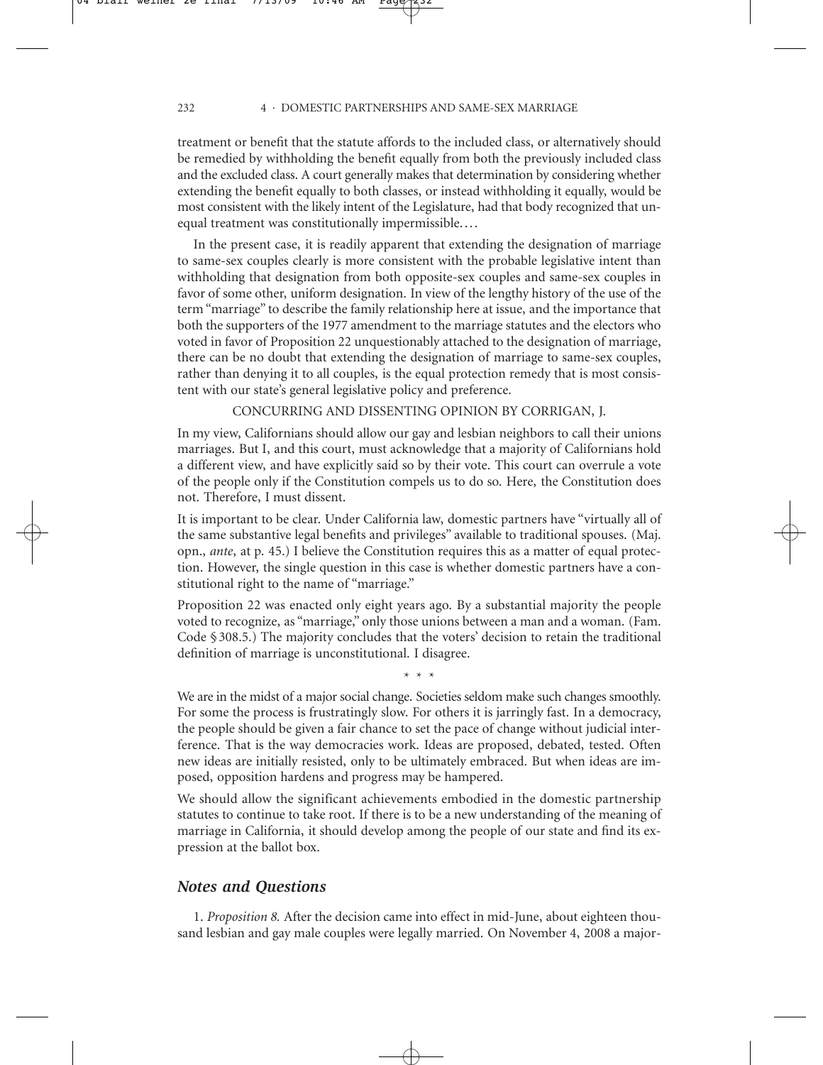treatment or benefit that the statute affords to the included class, or alternatively should be remedied by withholding the benefit equally from both the previously included class and the excluded class. A court generally makes that determination by considering whether extending the benefit equally to both classes, or instead withholding it equally, would be most consistent with the likely intent of the Legislature, had that body recognized that unequal treatment was constitutionally impermissible....

In the present case, it is readily apparent that extending the designation of marriage to same-sex couples clearly is more consistent with the probable legislative intent than withholding that designation from both opposite-sex couples and same-sex couples in favor of some other, uniform designation. In view of the lengthy history of the use of the term "marriage" to describe the family relationship here at issue, and the importance that both the supporters of the 1977 amendment to the marriage statutes and the electors who voted in favor of Proposition 22 unquestionably attached to the designation of marriage, there can be no doubt that extending the designation of marriage to same-sex couples, rather than denying it to all couples, is the equal protection remedy that is most consistent with our state's general legislative policy and preference.

CONCURRING AND DISSENTING OPINION BY CORRIGAN, J.

In my view, Californians should allow our gay and lesbian neighbors to call their unions marriages. But I, and this court, must acknowledge that a majority of Californians hold a different view, and have explicitly said so by their vote. This court can overrule a vote of the people only if the Constitution compels us to do so. Here, the Constitution does not. Therefore, I must dissent.

It is important to be clear. Under California law, domestic partners have "virtually all of the same substantive legal benefits and privileges" available to traditional spouses. (Maj. opn., *ante*, at p. 45.) I believe the Constitution requires this as a matter of equal protection. However, the single question in this case is whether domestic partners have a constitutional right to the name of "marriage."

Proposition 22 was enacted only eight years ago. By a substantial majority the people voted to recognize, as "marriage," only those unions between a man and a woman. (Fam. Code § 308.5.) The majority concludes that the voters' decision to retain the traditional definition of marriage is unconstitutional. I disagree.

\* \* \*

We are in the midst of a major social change. Societies seldom make such changes smoothly. For some the process is frustratingly slow. For others it is jarringly fast. In a democracy, the people should be given a fair chance to set the pace of change without judicial interference. That is the way democracies work. Ideas are proposed, debated, tested. Often new ideas are initially resisted, only to be ultimately embraced. But when ideas are imposed, opposition hardens and progress may be hampered.

We should allow the significant achievements embodied in the domestic partnership statutes to continue to take root. If there is to be a new understanding of the meaning of marriage in California, it should develop among the people of our state and find its expression at the ballot box.

## *Notes and Questions*

1. *Proposition 8.* After the decision came into effect in mid-June, about eighteen thousand lesbian and gay male couples were legally married. On November 4, 2008 a major-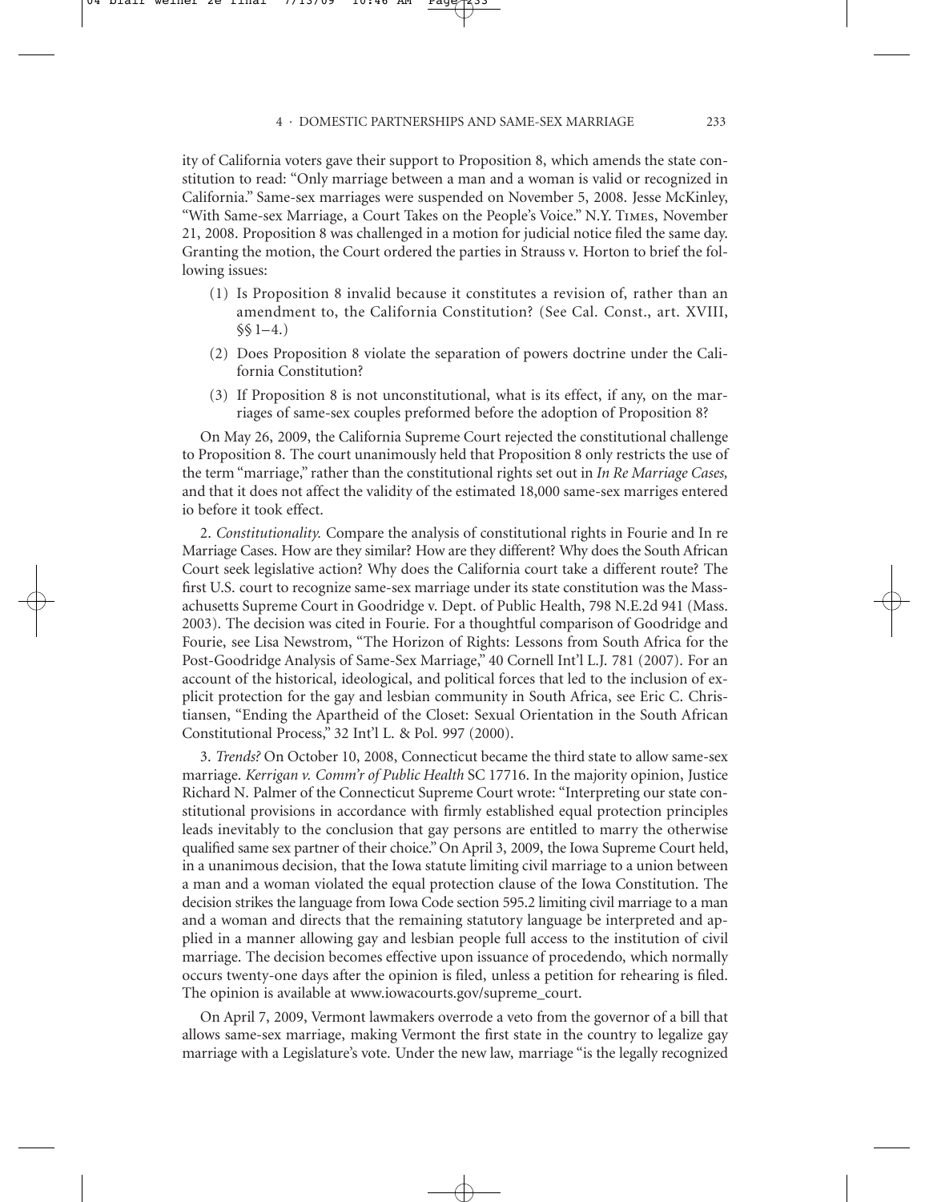ity of California voters gave their support to Proposition 8, which amends the state constitution to read: "Only marriage between a man and a woman is valid or recognized in California." Same-sex marriages were suspended on November 5, 2008. Jesse McKinley, "With Same-sex Marriage, a Court Takes on the People's Voice." N.Y. Times, November 21, 2008. Proposition 8 was challenged in a motion for judicial notice filed the same day. Granting the motion, the Court ordered the parties in Strauss v. Horton to brief the following issues:

(1) Is Proposition 8 invalid because it constitutes a revision of, rather than an amendment to, the California Constitution? (See Cal. Const., art. XVIII, §§ 1–4.)

(2) Does Proposition 8 violate the separation of powers doctrine under the California Constitution?

(3) If Proposition 8 is not unconstitutional, what is its effect, if any, on the marriages of same-sex couples preformed before the adoption of Proposition 8?

On May 26, 2009, the California Supreme Court rejected the constitutional challenge to Proposition 8. The court unanimously held that Proposition 8 only restricts the use of the term "marriage," rather than the constitutional rights set out in *In Re Marriage Cases,* and that it does not affect the validity of the estimated 18,000 same-sex marriges entered io before it took effect.

2. *Constitutionality.* Compare the analysis of constitutional rights in Fourie and In re Marriage Cases. How are they similar? How are they different? Why does the South African Court seek legislative action? Why does the California court take a different route? The first U.S. court to recognize same-sex marriage under its state constitution was the Massachusetts Supreme Court in Goodridge v. Dept. of Public Health, 798 N.E.2d 941 (Mass. 2003). The decision was cited in Fourie. For a thoughtful comparison of Goodridge and Fourie, see Lisa Newstrom, "The Horizon of Rights: Lessons from South Africa for the Post-Goodridge Analysis of Same-Sex Marriage," 40 Cornell Int'l L.J. 781 (2007). For an account of the historical, ideological, and political forces that led to the inclusion of explicit protection for the gay and lesbian community in South Africa, see Eric C. Christiansen, "Ending the Apartheid of the Closet: Sexual Orientation in the South African Constitutional Process," 32 Int'l L. & Pol. 997 (2000).

3. *Trends?* On October 10, 2008, Connecticut became the third state to allow same-sex marriage. *Kerrigan v. Comm'r of Public Health* SC 17716. In the majority opinion, Justice Richard N. Palmer of the Connecticut Supreme Court wrote: "Interpreting our state constitutional provisions in accordance with firmly established equal protection principles leads inevitably to the conclusion that gay persons are entitled to marry the otherwise qualified same sex partner of their choice." On April 3, 2009, the Iowa Supreme Court held, in a unanimous decision, that the Iowa statute limiting civil marriage to a union between a man and a woman violated the equal protection clause of the Iowa Constitution. The decision strikes the language from Iowa Code section 595.2 limiting civil marriage to a man and a woman and directs that the remaining statutory language be interpreted and applied in a manner allowing gay and lesbian people full access to the institution of civil marriage. The decision becomes effective upon issuance of procedendo, which normally occurs twenty-one days after the opinion is filed, unless a petition for rehearing is filed. The opinion is available at www.iowacourts.gov/supreme_court.

On April 7, 2009, Vermont lawmakers overrode a veto from the governor of a bill that allows same-sex marriage, making Vermont the first state in the country to legalize gay marriage with a Legislature's vote. Under the new law, marriage "is the legally recognized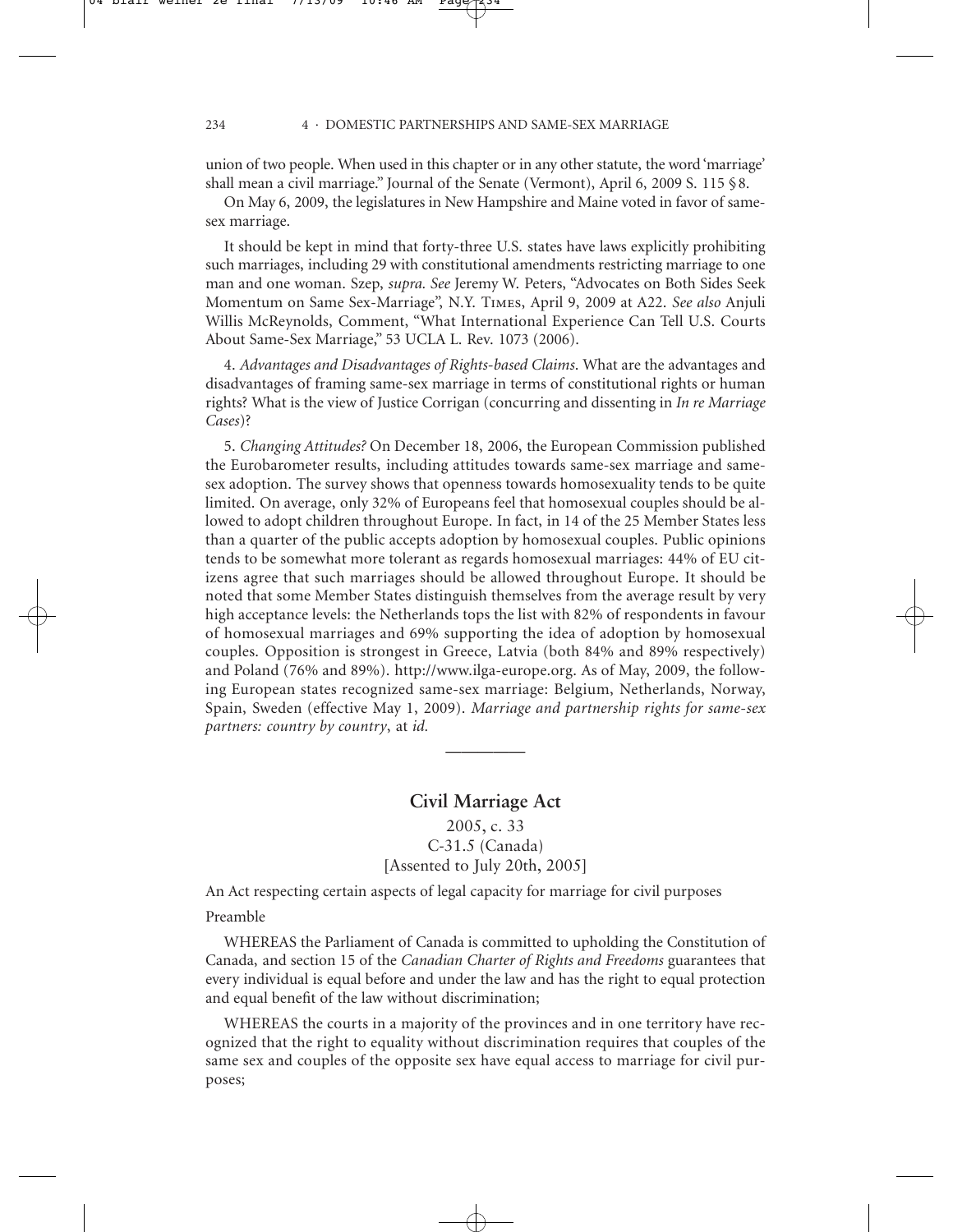union of two people. When used in this chapter or in any other statute, the word 'marriage' shall mean a civil marriage." Journal of the Senate (Vermont), April 6, 2009 S. 115 §8.

On May 6, 2009, the legislatures in New Hampshire and Maine voted in favor of same-sex marriage.

It should be kept in mind that forty-three U.S. states have laws explicitly prohibiting such marriages, including 29 with constitutional amendments restricting marriage to one man and one woman. Szep, *supra. See* Jeremy W. Peters, "Advocates on Both Sides Seek Momentum on Same Sex-Marriage", N.Y. Times, April 9, 2009 at A22. *See also* Anjuli Willis McReynolds, Comment, "What International Experience Can Tell U.S. Courts About Same-Sex Marriage," 53 UCLA L. Rev. 1073 (2006).

4. *Advantages and Disadvantages of Rights-based Claims*. What are the advantages and disadvantages of framing same-sex marriage in terms of constitutional rights or human rights? What is the view of Justice Corrigan (concurring and dissenting in *In re Marriage Cases*)?

5. *Changing Attitudes?* On December 18, 2006, the European Commission published the Eurobarometer results, including attitudes towards same-sex marriage and same-sex adoption. The survey shows that openness towards homosexuality tends to be quite limited. On average, only 32% of Europeans feel that homosexual couples should be allowed to adopt children throughout Europe. In fact, in 14 of the 25 Member States less than a quarter of the public accepts adoption by homosexual couples. Public opinions tends to be somewhat more tolerant as regards homosexual marriages: 44% of EU citizens agree that such marriages should be allowed throughout Europe. It should be noted that some Member States distinguish themselves from the average result by very high acceptance levels: the Netherlands tops the list with 82% of respondents in favour of homosexual marriages and 69% supporting the idea of adoption by homosexual couples. Opposition is strongest in Greece, Latvia (both 84% and 89% respectively) and Poland (76% and 89%). http://www.ilga-europe.org. As of May, 2009, the following European states recognized same-sex marriage: Belgium, Netherlands, Norway, Spain, Sweden (effective May 1, 2009). *Marriage and partnership rights for same-sex partners: country by country*, at *id.*

---

## Civil Marriage Act

2005, c. 33
C-31.5 (Canada)
[Assented to July 20th, 2005]

An Act respecting certain aspects of legal capacity for marriage for civil purposes

Preamble

WHEREAS the Parliament of Canada is committed to upholding the Constitution of Canada, and section 15 of the *Canadian Charter of Rights and Freedoms* guarantees that every individual is equal before and under the law and has the right to equal protection and equal benefit of the law without discrimination;

WHEREAS the courts in a majority of the provinces and in one territory have recognized that the right to equality without discrimination requires that couples of the same sex and couples of the opposite sex have equal access to marriage for civil purposes;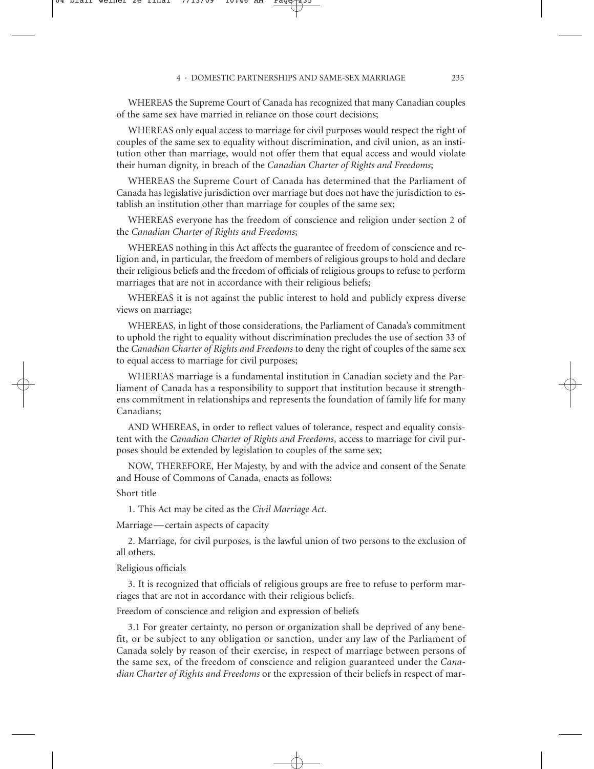WHEREAS the Supreme Court of Canada has recognized that many Canadian couples of the same sex have married in reliance on those court decisions;

WHEREAS only equal access to marriage for civil purposes would respect the right of couples of the same sex to equality without discrimination, and civil union, as an institution other than marriage, would not offer them that equal access and would violate their human dignity, in breach of the *Canadian Charter of Rights and Freedoms*;

WHEREAS the Supreme Court of Canada has determined that the Parliament of Canada has legislative jurisdiction over marriage but does not have the jurisdiction to establish an institution other than marriage for couples of the same sex;

WHEREAS everyone has the freedom of conscience and religion under section 2 of the *Canadian Charter of Rights and Freedoms*;

WHEREAS nothing in this Act affects the guarantee of freedom of conscience and religion and, in particular, the freedom of members of religious groups to hold and declare their religious beliefs and the freedom of officials of religious groups to refuse to perform marriages that are not in accordance with their religious beliefs;

WHEREAS it is not against the public interest to hold and publicly express diverse views on marriage;

WHEREAS, in light of those considerations, the Parliament of Canada's commitment to uphold the right to equality without discrimination precludes the use of section 33 of the *Canadian Charter of Rights and Freedoms* to deny the right of couples of the same sex to equal access to marriage for civil purposes;

WHEREAS marriage is a fundamental institution in Canadian society and the Parliament of Canada has a responsibility to support that institution because it strengthens commitment in relationships and represents the foundation of family life for many Canadians;

AND WHEREAS, in order to reflect values of tolerance, respect and equality consistent with the *Canadian Charter of Rights and Freedoms*, access to marriage for civil purposes should be extended by legislation to couples of the same sex;

NOW, THEREFORE, Her Majesty, by and with the advice and consent of the Senate and House of Commons of Canada, enacts as follows:

Short title

1. This Act may be cited as the *Civil Marriage Act*.

Marriage — certain aspects of capacity

2. Marriage, for civil purposes, is the lawful union of two persons to the exclusion of all others.

Religious officials

3. It is recognized that officials of religious groups are free to refuse to perform marriages that are not in accordance with their religious beliefs.

Freedom of conscience and religion and expression of beliefs

3.1 For greater certainty, no person or organization shall be deprived of any benefit, or be subject to any obligation or sanction, under any law of the Parliament of Canada solely by reason of their exercise, in respect of marriage between persons of the same sex, of the freedom of conscience and religion guaranteed under the *Canadian Charter of Rights and Freedoms* or the expression of their beliefs in respect of mar-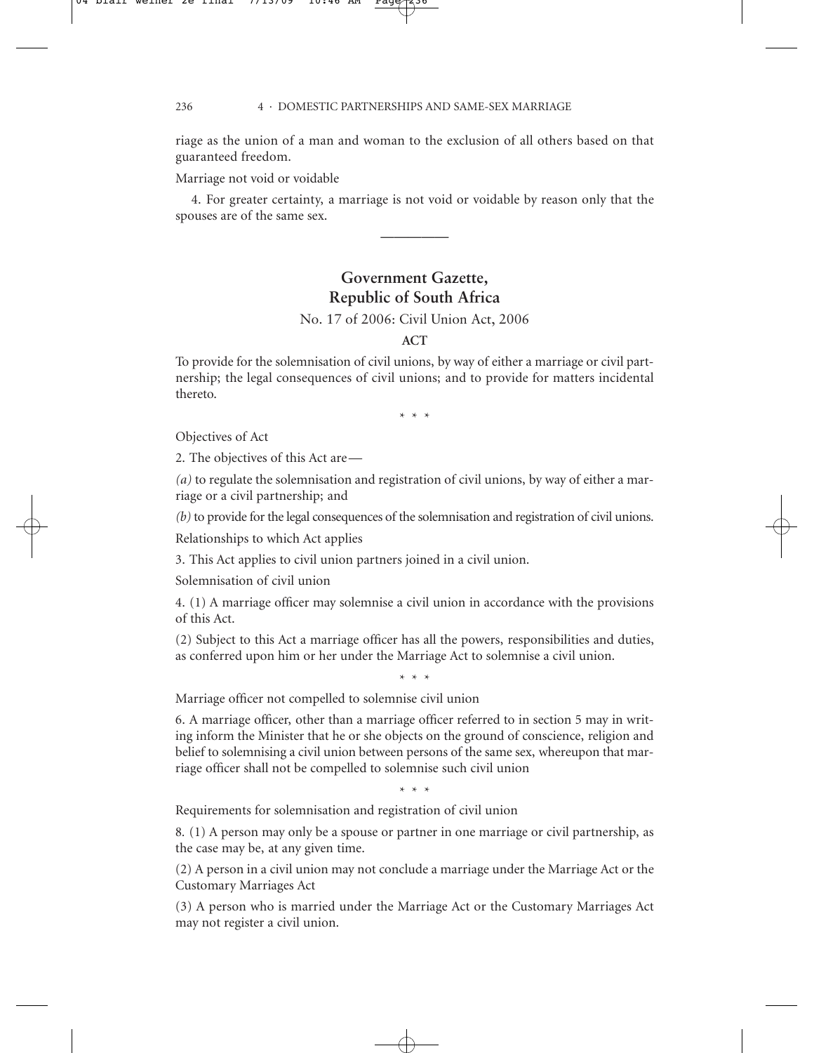riage as the union of a man and woman to the exclusion of all others based on that guaranteed freedom.

Marriage not void or voidable

4. For greater certainty, a marriage is not void or voidable by reason only that the spouses are of the same sex.

---

## Government Gazette, Republic of South Africa

No. 17 of 2006: Civil Union Act, 2006

**ACT**

To provide for the solemnisation of civil unions, by way of either a marriage or civil partnership; the legal consequences of civil unions; and to provide for matters incidental thereto.

\* \* \*

Objectives of Act

2. The objectives of this Act are—

*(a)* to regulate the solemnisation and registration of civil unions, by way of either a marriage or a civil partnership; and

*(b)* to provide for the legal consequences of the solemnisation and registration of civil unions.

Relationships to which Act applies

3. This Act applies to civil union partners joined in a civil union.

Solemnisation of civil union

4. (1) A marriage officer may solemnise a civil union in accordance with the provisions of this Act.

(2) Subject to this Act a marriage officer has all the powers, responsibilities and duties, as conferred upon him or her under the Marriage Act to solemnise a civil union.

\* \* \*

Marriage officer not compelled to solemnise civil union

6. A marriage officer, other than a marriage officer referred to in section 5 may in writing inform the Minister that he or she objects on the ground of conscience, religion and belief to solemnising a civil union between persons of the same sex, whereupon that marriage officer shall not be compelled to solemnise such civil union

\* \* \*

Requirements for solemnisation and registration of civil union

8. (1) A person may only be a spouse or partner in one marriage or civil partnership, as the case may be, at any given time.

(2) A person in a civil union may not conclude a marriage under the Marriage Act or the Customary Marriages Act

(3) A person who is married under the Marriage Act or the Customary Marriages Act may not register a civil union.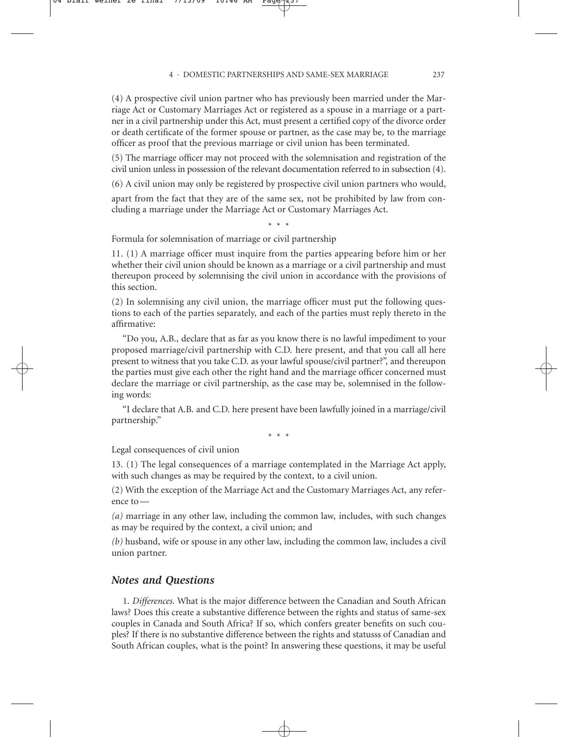(4) A prospective civil union partner who has previously been married under the Marriage Act or Customary Marriages Act or registered as a spouse in a marriage or a partner in a civil partnership under this Act, must present a certified copy of the divorce order or death certificate of the former spouse or partner, as the case may be, to the marriage officer as proof that the previous marriage or civil union has been terminated.

(5) The marriage officer may not proceed with the solemnisation and registration of the civil union unless in possession of the relevant documentation referred to in subsection (4).

(6) A civil union may only be registered by prospective civil union partners who would, apart from the fact that they are of the same sex, not be prohibited by law from concluding a marriage under the Marriage Act or Customary Marriages Act.

\* \* \*

Formula for solemnisation of marriage or civil partnership

11. (1) A marriage officer must inquire from the parties appearing before him or her whether their civil union should be known as a marriage or a civil partnership and must thereupon proceed by solemnising the civil union in accordance with the provisions of this section.

(2) In solemnising any civil union, the marriage officer must put the following questions to each of the parties separately, and each of the parties must reply thereto in the affirmative:

"Do you, A.B., declare that as far as you know there is no lawful impediment to your proposed marriage/civil partnership with C.D. here present, and that you call all here present to witness that you take C.D. as your lawful spouse/civil partner?", and thereupon the parties must give each other the right hand and the marriage officer concerned must declare the marriage or civil partnership, as the case may be, solemnised in the following words:

"I declare that A.B. and C.D. here present have been lawfully joined in a marriage/civil partnership."

\* \* \*

Legal consequences of civil union

13. (1) The legal consequences of a marriage contemplated in the Marriage Act apply, with such changes as may be required by the context, to a civil union.

(2) With the exception of the Marriage Act and the Customary Marriages Act, any reference to—

*(a)* marriage in any other law, including the common law, includes, with such changes as may be required by the context, a civil union; and

*(b)* husband, wife or spouse in any other law, including the common law, includes a civil union partner.

## *Notes and Questions*

1. *Differences.* What is the major difference between the Canadian and South African laws? Does this create a substantive difference between the rights and status of same-sex couples in Canada and South Africa? If so, which confers greater benefits on such couples? If there is no substantive difference between the rights and statusss of Canadian and South African couples, what is the point? In answering these questions, it may be useful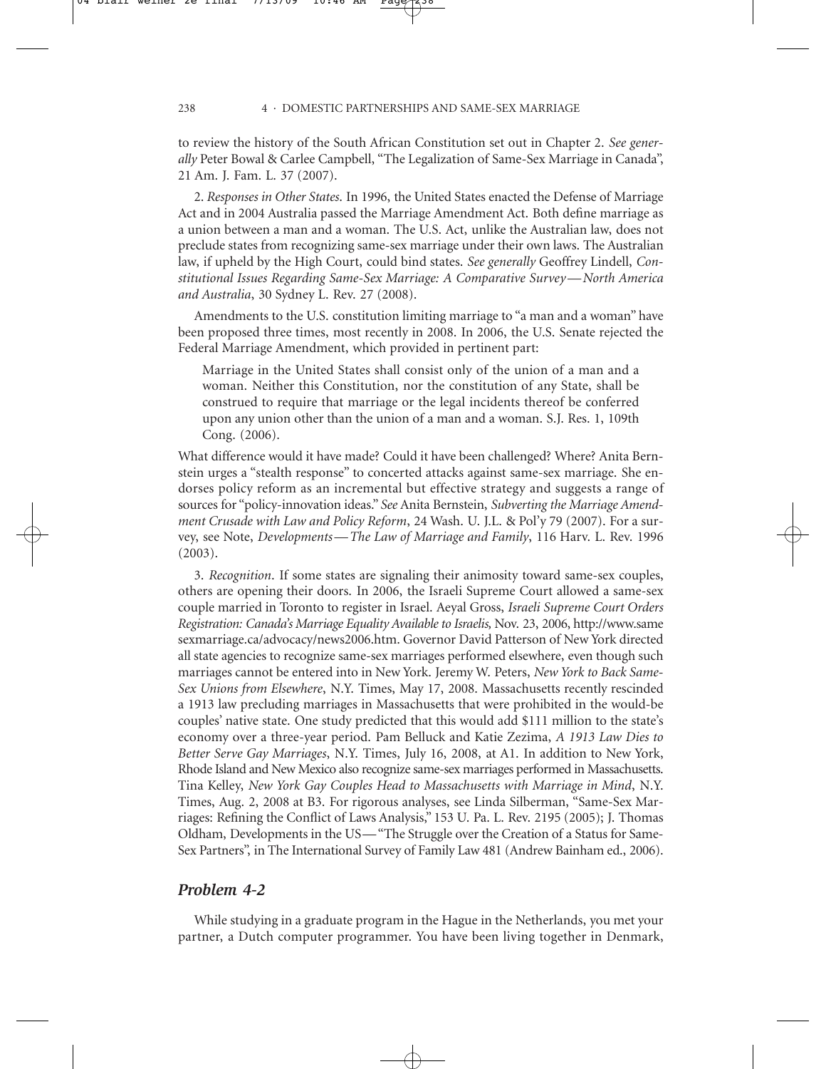to review the history of the South African Constitution set out in Chapter 2. *See generally* Peter Bowal & Carlee Campbell, "The Legalization of Same-Sex Marriage in Canada", 21 Am. J. Fam. L. 37 (2007).

2. *Responses in Other States*. In 1996, the United States enacted the Defense of Marriage Act and in 2004 Australia passed the Marriage Amendment Act. Both define marriage as a union between a man and a woman. The U.S. Act, unlike the Australian law, does not preclude states from recognizing same-sex marriage under their own laws. The Australian law, if upheld by the High Court, could bind states. *See generally* Geoffrey Lindell, *Constitutional Issues Regarding Same-Sex Marriage: A Comparative Survey—North America and Australia*, 30 Sydney L. Rev. 27 (2008).

Amendments to the U.S. constitution limiting marriage to "a man and a woman" have been proposed three times, most recently in 2008. In 2006, the U.S. Senate rejected the Federal Marriage Amendment, which provided in pertinent part:

> Marriage in the United States shall consist only of the union of a man and a woman. Neither this Constitution, nor the constitution of any State, shall be construed to require that marriage or the legal incidents thereof be conferred upon any union other than the union of a man and a woman. S.J. Res. 1, 109th Cong. (2006).

What difference would it have made? Could it have been challenged? Where? Anita Bernstein urges a "stealth response" to concerted attacks against same-sex marriage. She endorses policy reform as an incremental but effective strategy and suggests a range of sources for "policy-innovation ideas." *See* Anita Bernstein, *Subverting the Marriage Amendment Crusade with Law and Policy Reform*, 24 Wash. U. J.L. & Pol'y 79 (2007). For a survey, see Note, *Developments—The Law of Marriage and Family*, 116 Harv. L. Rev. 1996 (2003).

3. *Recognition*. If some states are signaling their animosity toward same-sex couples, others are opening their doors. In 2006, the Israeli Supreme Court allowed a same-sex couple married in Toronto to register in Israel. Aeyal Gross, *Israeli Supreme Court Orders Registration: Canada's Marriage Equality Available to Israelis*, Nov. 23, 2006, http://www.samesexmarriage.ca/advocacy/news2006.htm. Governor David Patterson of New York directed all state agencies to recognize same-sex marriages performed elsewhere, even though such marriages cannot be entered into in New York. Jeremy W. Peters, *New York to Back Same-Sex Unions from Elsewhere*, N.Y. Times, May 17, 2008. Massachusetts recently rescinded a 1913 law precluding marriages in Massachusetts that were prohibited in the would-be couples' native state. One study predicted that this would add $111 million to the state's economy over a three-year period. Pam Belluck and Katie Zezima, *A 1913 Law Dies to Better Serve Gay Marriages*, N.Y. Times, July 16, 2008, at A1. In addition to New York, Rhode Island and New Mexico also recognize same-sex marriages performed in Massachusetts. Tina Kelley, *New York Gay Couples Head to Massachusetts with Marriage in Mind*, N.Y. Times, Aug. 2, 2008 at B3. For rigorous analyses, see Linda Silberman, "Same-Sex Marriages: Refining the Conflict of Laws Analysis," 153 U. Pa. L. Rev. 2195 (2005); J. Thomas Oldham, Developments in the US—"The Struggle over the Creation of a Status for Same-Sex Partners", in The International Survey of Family Law 481 (Andrew Bainham ed., 2006).

## *Problem 4-2*

While studying in a graduate program in the Hague in the Netherlands, you met your partner, a Dutch computer programmer. You have been living together in Denmark,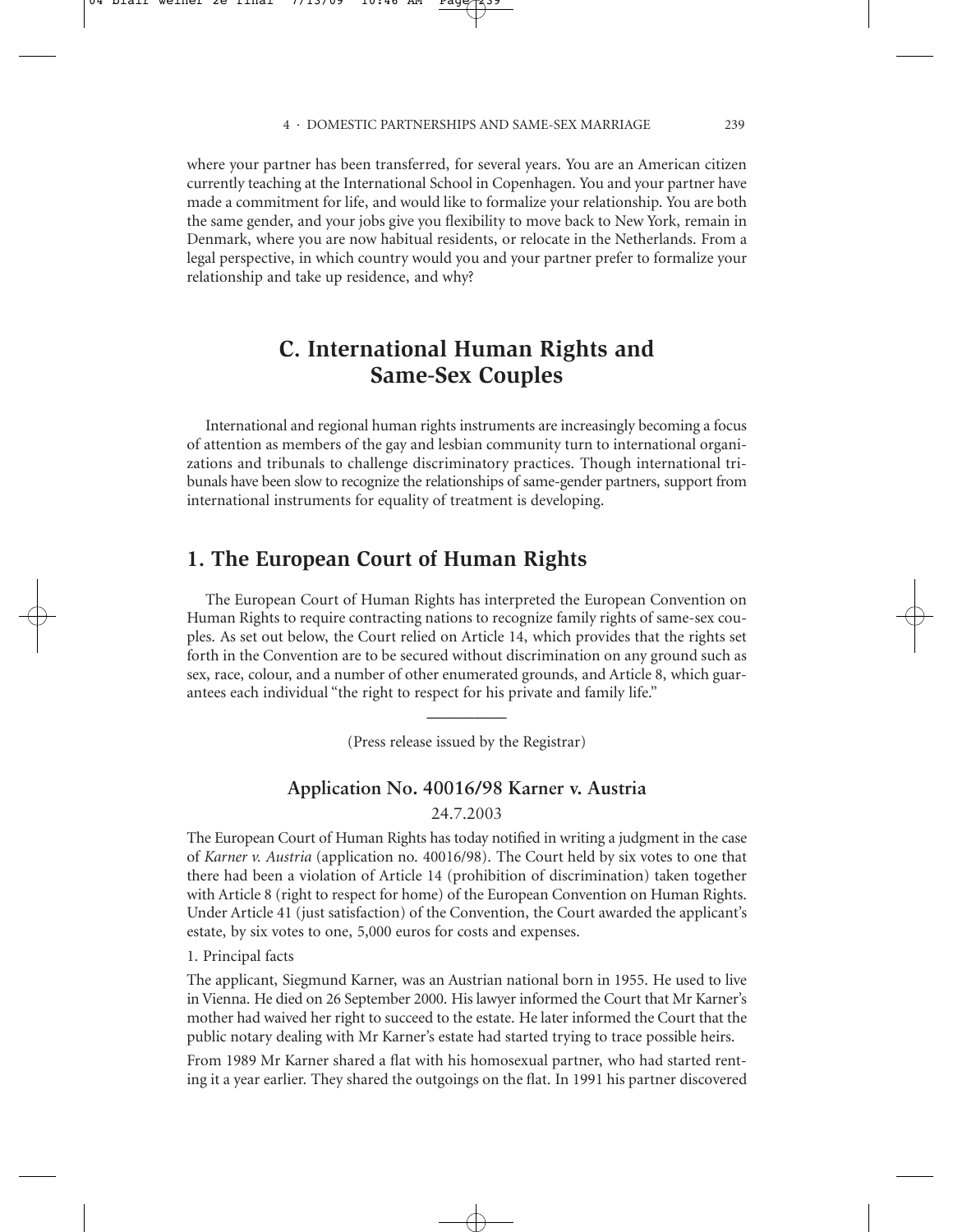where your partner has been transferred, for several years. You are an American citizen currently teaching at the International School in Copenhagen. You and your partner have made a commitment for life, and would like to formalize your relationship. You are both the same gender, and your jobs give you flexibility to move back to New York, remain in Denmark, where you are now habitual residents, or relocate in the Netherlands. From a legal perspective, in which country would you and your partner prefer to formalize your relationship and take up residence, and why?

## C. International Human Rights and Same-Sex Couples

International and regional human rights instruments are increasingly becoming a focus of attention as members of the gay and lesbian community turn to international organizations and tribunals to challenge discriminatory practices. Though international tribunals have been slow to recognize the relationships of same-gender partners, support from international instruments for equality of treatment is developing.

## 1. The European Court of Human Rights

The European Court of Human Rights has interpreted the European Convention on Human Rights to require contracting nations to recognize family rights of same-sex couples. As set out below, the Court relied on Article 14, which provides that the rights set forth in the Convention are to be secured without discrimination on any ground such as sex, race, colour, and a number of other enumerated grounds, and Article 8, which guarantees each individual "the right to respect for his private and family life."

---

(Press release issued by the Registrar)

### Application No. 40016/98 Karner v. Austria

24.7.2003

The European Court of Human Rights has today notified in writing a judgment in the case of *Karner v. Austria* (application no. 40016/98). The Court held by six votes to one that there had been a violation of Article 14 (prohibition of discrimination) taken together with Article 8 (right to respect for home) of the European Convention on Human Rights. Under Article 41 (just satisfaction) of the Convention, the Court awarded the applicant's estate, by six votes to one, 5,000 euros for costs and expenses.

1. Principal facts

The applicant, Siegmund Karner, was an Austrian national born in 1955. He used to live in Vienna. He died on 26 September 2000. His lawyer informed the Court that Mr Karner's mother had waived her right to succeed to the estate. He later informed the Court that the public notary dealing with Mr Karner's estate had started trying to trace possible heirs.

From 1989 Mr Karner shared a flat with his homosexual partner, who had started renting it a year earlier. They shared the outgoings on the flat. In 1991 his partner discovered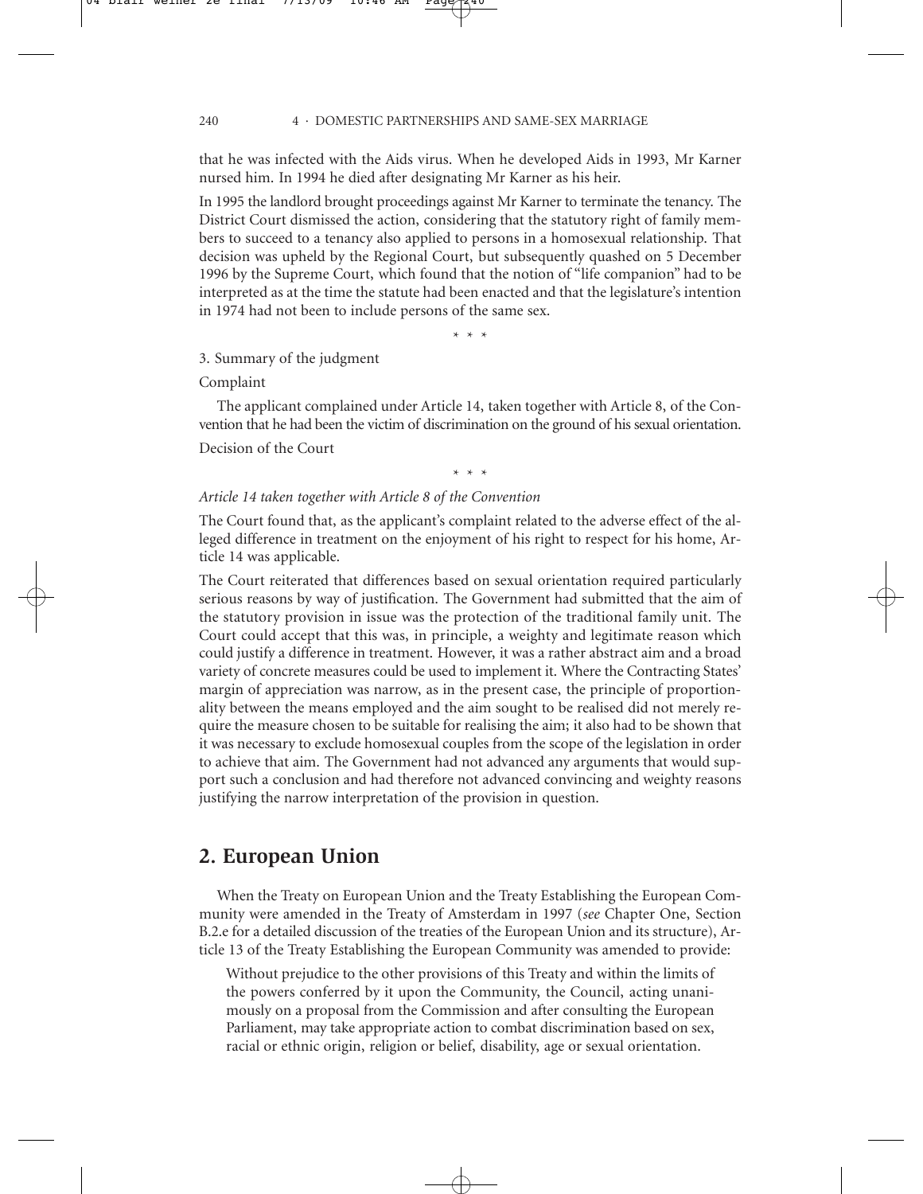that he was infected with the Aids virus. When he developed Aids in 1993, Mr Karner nursed him. In 1994 he died after designating Mr Karner as his heir.

In 1995 the landlord brought proceedings against Mr Karner to terminate the tenancy. The District Court dismissed the action, considering that the statutory right of family members to succeed to a tenancy also applied to persons in a homosexual relationship. That decision was upheld by the Regional Court, but subsequently quashed on 5 December 1996 by the Supreme Court, which found that the notion of "life companion" had to be interpreted as at the time the statute had been enacted and that the legislature's intention in 1974 had not been to include persons of the same sex.

\* \* \*

3. Summary of the judgment

Complaint

The applicant complained under Article 14, taken together with Article 8, of the Convention that he had been the victim of discrimination on the ground of his sexual orientation.

Decision of the Court

\* \* \*

*Article 14 taken together with Article 8 of the Convention*

The Court found that, as the applicant's complaint related to the adverse effect of the alleged difference in treatment on the enjoyment of his right to respect for his home, Article 14 was applicable.

The Court reiterated that differences based on sexual orientation required particularly serious reasons by way of justification. The Government had submitted that the aim of the statutory provision in issue was the protection of the traditional family unit. The Court could accept that this was, in principle, a weighty and legitimate reason which could justify a difference in treatment. However, it was a rather abstract aim and a broad variety of concrete measures could be used to implement it. Where the Contracting States' margin of appreciation was narrow, as in the present case, the principle of proportionality between the means employed and the aim sought to be realised did not merely require the measure chosen to be suitable for realising the aim; it also had to be shown that it was necessary to exclude homosexual couples from the scope of the legislation in order to achieve that aim. The Government had not advanced any arguments that would support such a conclusion and had therefore not advanced convincing and weighty reasons justifying the narrow interpretation of the provision in question.

## 2. European Union

When the Treaty on European Union and the Treaty Establishing the European Community were amended in the Treaty of Amsterdam in 1997 (*see* Chapter One, Section B.2.e for a detailed discussion of the treaties of the European Union and its structure), Article 13 of the Treaty Establishing the European Community was amended to provide:

> Without prejudice to the other provisions of this Treaty and within the limits of the powers conferred by it upon the Community, the Council, acting unanimously on a proposal from the Commission and after consulting the European Parliament, may take appropriate action to combat discrimination based on sex, racial or ethnic origin, religion or belief, disability, age or sexual orientation.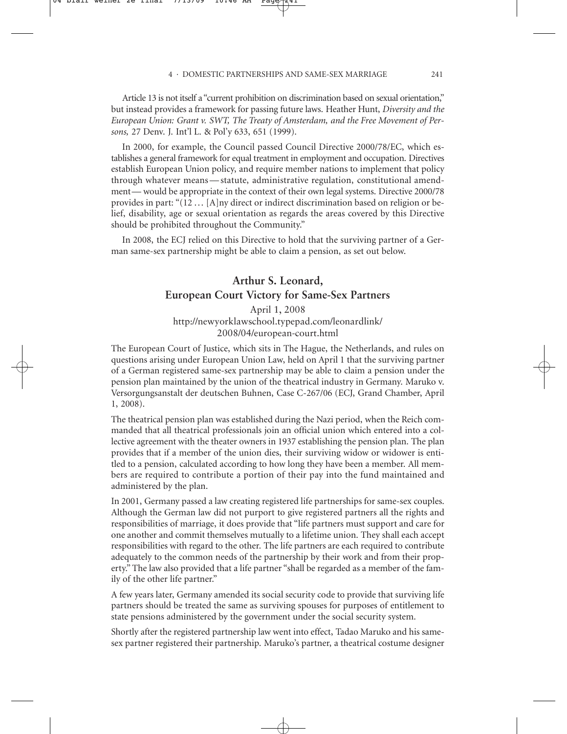Article 13 is not itself a "current prohibition on discrimination based on sexual orientation," but instead provides a framework for passing future laws. Heather Hunt, *Diversity and the European Union: Grant v. SWT, The Treaty of Amsterdam, and the Free Movement of Persons,* 27 Denv. J. Int'l L. & Pol'y 633, 651 (1999).

In 2000, for example, the Council passed Council Directive 2000/78/EC, which establishes a general framework for equal treatment in employment and occupation. Directives establish European Union policy, and require member nations to implement that policy through whatever means—statute, administrative regulation, constitutional amendment—would be appropriate in the context of their own legal systems. Directive 2000/78 provides in part: "(12 … [A]ny direct or indirect discrimination based on religion or belief, disability, age or sexual orientation as regards the areas covered by this Directive should be prohibited throughout the Community."

In 2008, the ECJ relied on this Directive to hold that the surviving partner of a German same-sex partnership might be able to claim a pension, as set out below.

## Arthur S. Leonard, European Court Victory for Same-Sex Partners

April 1, 2008
http://newyorklawschool.typepad.com/leonardlink/2008/04/european-court.html

The European Court of Justice, which sits in The Hague, the Netherlands, and rules on questions arising under European Union Law, held on April 1 that the surviving partner of a German registered same-sex partnership may be able to claim a pension under the pension plan maintained by the union of the theatrical industry in Germany. Maruko v. Versorgungsanstalt der deutschen Buhnen, Case C-267/06 (ECJ, Grand Chamber, April 1, 2008).

The theatrical pension plan was established during the Nazi period, when the Reich commanded that all theatrical professionals join an official union which entered into a collective agreement with the theater owners in 1937 establishing the pension plan. The plan provides that if a member of the union dies, their surviving widow or widower is entitled to a pension, calculated according to how long they have been a member. All members are required to contribute a portion of their pay into the fund maintained and administered by the plan.

In 2001, Germany passed a law creating registered life partnerships for same-sex couples. Although the German law did not purport to give registered partners all the rights and responsibilities of marriage, it does provide that "life partners must support and care for one another and commit themselves mutually to a lifetime union. They shall each accept responsibilities with regard to the other. The life partners are each required to contribute adequately to the common needs of the partnership by their work and from their property." The law also provided that a life partner "shall be regarded as a member of the family of the other life partner."

A few years later, Germany amended its social security code to provide that surviving life partners should be treated the same as surviving spouses for purposes of entitlement to state pensions administered by the government under the social security system.

Shortly after the registered partnership law went into effect, Tadao Maruko and his same-sex partner registered their partnership. Maruko's partner, a theatrical costume designer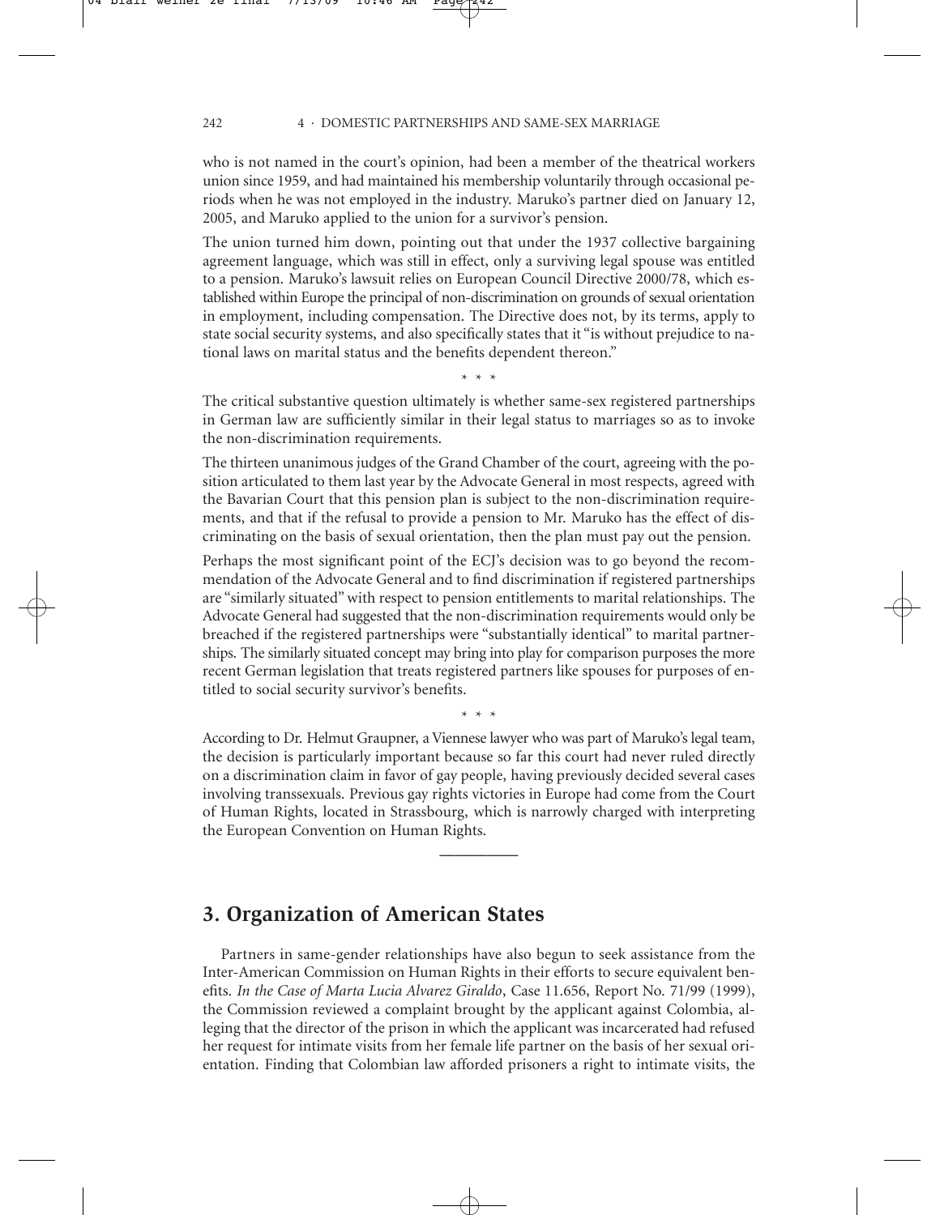who is not named in the court's opinion, had been a member of the theatrical workers union since 1959, and had maintained his membership voluntarily through occasional periods when he was not employed in the industry. Maruko's partner died on January 12, 2005, and Maruko applied to the union for a survivor's pension.

The union turned him down, pointing out that under the 1937 collective bargaining agreement language, which was still in effect, only a surviving legal spouse was entitled to a pension. Maruko's lawsuit relies on European Council Directive 2000/78, which established within Europe the principal of non-discrimination on grounds of sexual orientation in employment, including compensation. The Directive does not, by its terms, apply to state social security systems, and also specifically states that it "is without prejudice to national laws on marital status and the benefits dependent thereon."

\* \* \*

The critical substantive question ultimately is whether same-sex registered partnerships in German law are sufficiently similar in their legal status to marriages so as to invoke the non-discrimination requirements.

The thirteen unanimous judges of the Grand Chamber of the court, agreeing with the position articulated to them last year by the Advocate General in most respects, agreed with the Bavarian Court that this pension plan is subject to the non-discrimination requirements, and that if the refusal to provide a pension to Mr. Maruko has the effect of discriminating on the basis of sexual orientation, then the plan must pay out the pension.

Perhaps the most significant point of the ECJ's decision was to go beyond the recommendation of the Advocate General and to find discrimination if registered partnerships are "similarly situated" with respect to pension entitlements to marital relationships. The Advocate General had suggested that the non-discrimination requirements would only be breached if the registered partnerships were "substantially identical" to marital partnerships. The similarly situated concept may bring into play for comparison purposes the more recent German legislation that treats registered partners like spouses for purposes of entitled to social security survivor's benefits.

\* \* \*

According to Dr. Helmut Graupner, a Viennese lawyer who was part of Maruko's legal team, the decision is particularly important because so far this court had never ruled directly on a discrimination claim in favor of gay people, having previously decided several cases involving transsexuals. Previous gay rights victories in Europe had come from the Court of Human Rights, located in Strassbourg, which is narrowly charged with interpreting the European Convention on Human Rights.

---

## 3. Organization of American States

Partners in same-gender relationships have also begun to seek assistance from the Inter-American Commission on Human Rights in their efforts to secure equivalent benefits. *In the Case of Marta Lucia Alvarez Giraldo*, Case 11.656, Report No. 71/99 (1999), the Commission reviewed a complaint brought by the applicant against Colombia, alleging that the director of the prison in which the applicant was incarcerated had refused her request for intimate visits from her female life partner on the basis of her sexual orientation. Finding that Colombian law afforded prisoners a right to intimate visits, the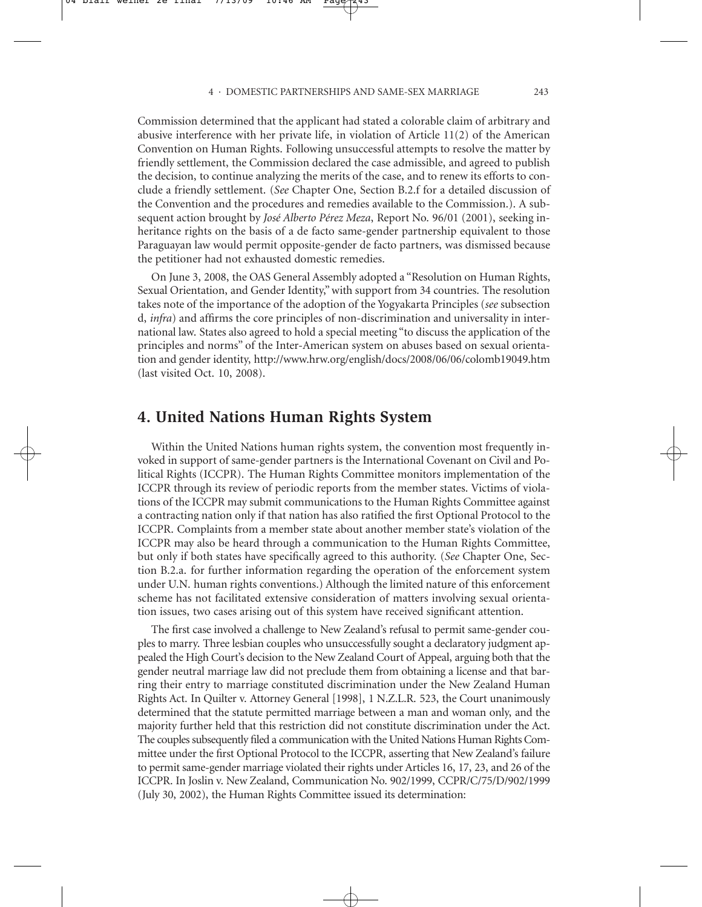Commission determined that the applicant had stated a colorable claim of arbitrary and abusive interference with her private life, in violation of Article 11(2) of the American Convention on Human Rights. Following unsuccessful attempts to resolve the matter by friendly settlement, the Commission declared the case admissible, and agreed to publish the decision, to continue analyzing the merits of the case, and to renew its efforts to conclude a friendly settlement. (*See* Chapter One, Section B.2.f for a detailed discussion of the Convention and the procedures and remedies available to the Commission.). A subsequent action brought by *José Alberto Pérez Meza*, Report No. 96/01 (2001), seeking inheritance rights on the basis of a de facto same-gender partnership equivalent to those Paraguayan law would permit opposite-gender de facto partners, was dismissed because the petitioner had not exhausted domestic remedies.

On June 3, 2008, the OAS General Assembly adopted a "Resolution on Human Rights, Sexual Orientation, and Gender Identity," with support from 34 countries. The resolution takes note of the importance of the adoption of the Yogyakarta Principles (*see* subsection d, *infra*) and affirms the core principles of non-discrimination and universality in international law. States also agreed to hold a special meeting "to discuss the application of the principles and norms" of the Inter-American system on abuses based on sexual orientation and gender identity, http://www.hrw.org/english/docs/2008/06/06/colomb19049.htm (last visited Oct. 10, 2008).

## 4. United Nations Human Rights System

Within the United Nations human rights system, the convention most frequently invoked in support of same-gender partners is the International Covenant on Civil and Political Rights (ICCPR). The Human Rights Committee monitors implementation of the ICCPR through its review of periodic reports from the member states. Victims of violations of the ICCPR may submit communications to the Human Rights Committee against a contracting nation only if that nation has also ratified the first Optional Protocol to the ICCPR. Complaints from a member state about another member state's violation of the ICCPR may also be heard through a communication to the Human Rights Committee, but only if both states have specifically agreed to this authority. (*See* Chapter One, Section B.2.a. for further information regarding the operation of the enforcement system under U.N. human rights conventions.) Although the limited nature of this enforcement scheme has not facilitated extensive consideration of matters involving sexual orientation issues, two cases arising out of this system have received significant attention.

The first case involved a challenge to New Zealand's refusal to permit same-gender couples to marry. Three lesbian couples who unsuccessfully sought a declaratory judgment appealed the High Court's decision to the New Zealand Court of Appeal, arguing both that the gender neutral marriage law did not preclude them from obtaining a license and that barring their entry to marriage constituted discrimination under the New Zealand Human Rights Act. In Quilter v. Attorney General [1998], 1 N.Z.L.R. 523, the Court unanimously determined that the statute permitted marriage between a man and woman only, and the majority further held that this restriction did not constitute discrimination under the Act. The couples subsequently filed a communication with the United Nations Human Rights Committee under the first Optional Protocol to the ICCPR, asserting that New Zealand's failure to permit same-gender marriage violated their rights under Articles 16, 17, 23, and 26 of the ICCPR. In Joslin v. New Zealand, Communication No. 902/1999, CCPR/C/75/D/902/1999 (July 30, 2002), the Human Rights Committee issued its determination: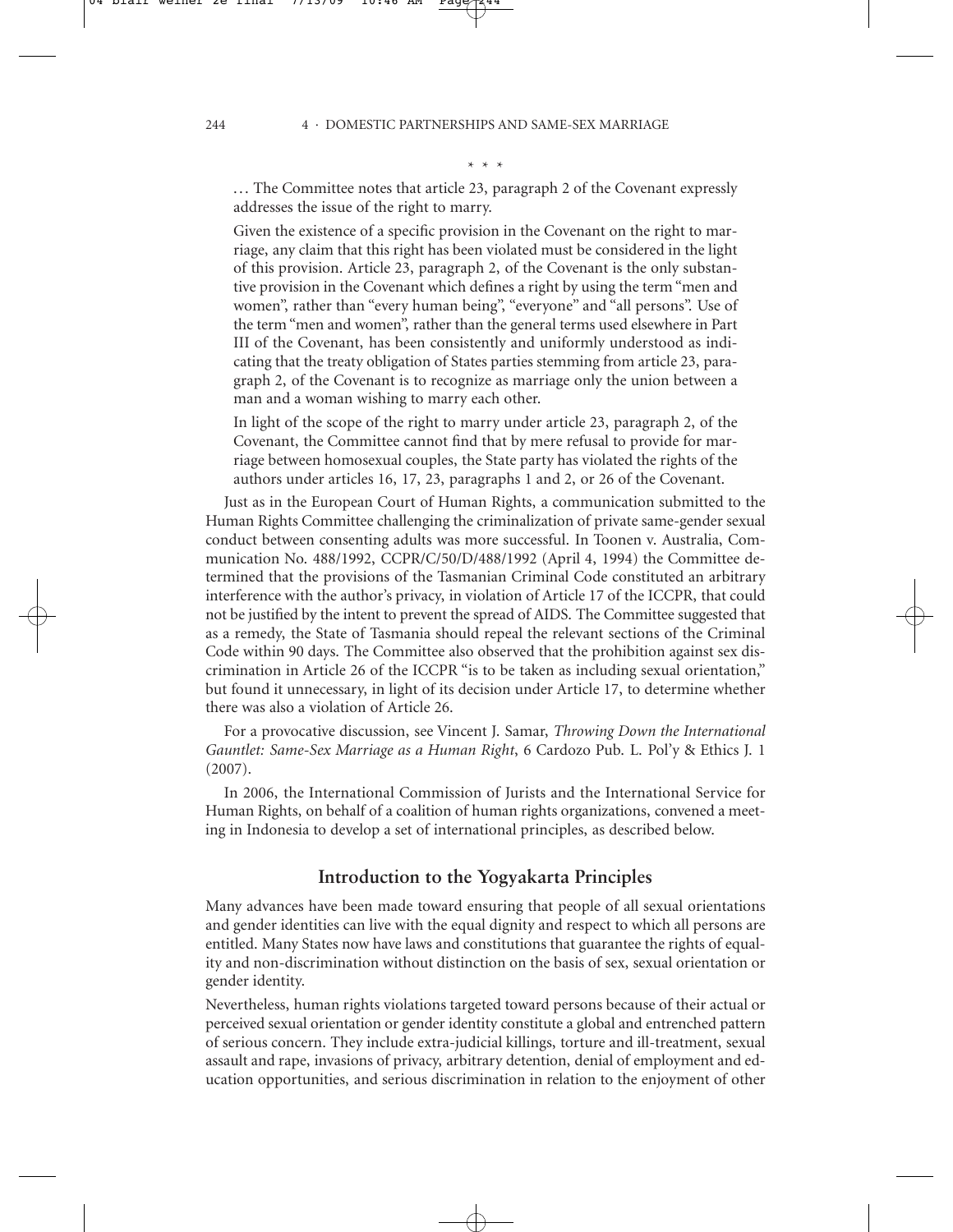\* \* \*

… The Committee notes that article 23, paragraph 2 of the Covenant expressly addresses the issue of the right to marry.

Given the existence of a specific provision in the Covenant on the right to marriage, any claim that this right has been violated must be considered in the light of this provision. Article 23, paragraph 2, of the Covenant is the only substantive provision in the Covenant which defines a right by using the term "men and women", rather than "every human being", "everyone" and "all persons". Use of the term "men and women", rather than the general terms used elsewhere in Part III of the Covenant, has been consistently and uniformly understood as indicating that the treaty obligation of States parties stemming from article 23, paragraph 2, of the Covenant is to recognize as marriage only the union between a man and a woman wishing to marry each other.

In light of the scope of the right to marry under article 23, paragraph 2, of the Covenant, the Committee cannot find that by mere refusal to provide for marriage between homosexual couples, the State party has violated the rights of the authors under articles 16, 17, 23, paragraphs 1 and 2, or 26 of the Covenant.

Just as in the European Court of Human Rights, a communication submitted to the Human Rights Committee challenging the criminalization of private same-gender sexual conduct between consenting adults was more successful. In Toonen v. Australia, Communication No. 488/1992, CCPR/C/50/D/488/1992 (April 4, 1994) the Committee determined that the provisions of the Tasmanian Criminal Code constituted an arbitrary interference with the author's privacy, in violation of Article 17 of the ICCPR, that could not be justified by the intent to prevent the spread of AIDS. The Committee suggested that as a remedy, the State of Tasmania should repeal the relevant sections of the Criminal Code within 90 days. The Committee also observed that the prohibition against sex discrimination in Article 26 of the ICCPR "is to be taken as including sexual orientation," but found it unnecessary, in light of its decision under Article 17, to determine whether there was also a violation of Article 26.

For a provocative discussion, see Vincent J. Samar, *Throwing Down the International Gauntlet: Same-Sex Marriage as a Human Right*, 6 Cardozo Pub. L. Pol'y & Ethics J. 1 (2007).

In 2006, the International Commission of Jurists and the International Service for Human Rights, on behalf of a coalition of human rights organizations, convened a meeting in Indonesia to develop a set of international principles, as described below.

## Introduction to the Yogyakarta Principles

Many advances have been made toward ensuring that people of all sexual orientations and gender identities can live with the equal dignity and respect to which all persons are entitled. Many States now have laws and constitutions that guarantee the rights of equality and non-discrimination without distinction on the basis of sex, sexual orientation or gender identity.

Nevertheless, human rights violations targeted toward persons because of their actual or perceived sexual orientation or gender identity constitute a global and entrenched pattern of serious concern. They include extra-judicial killings, torture and ill-treatment, sexual assault and rape, invasions of privacy, arbitrary detention, denial of employment and education opportunities, and serious discrimination in relation to the enjoyment of other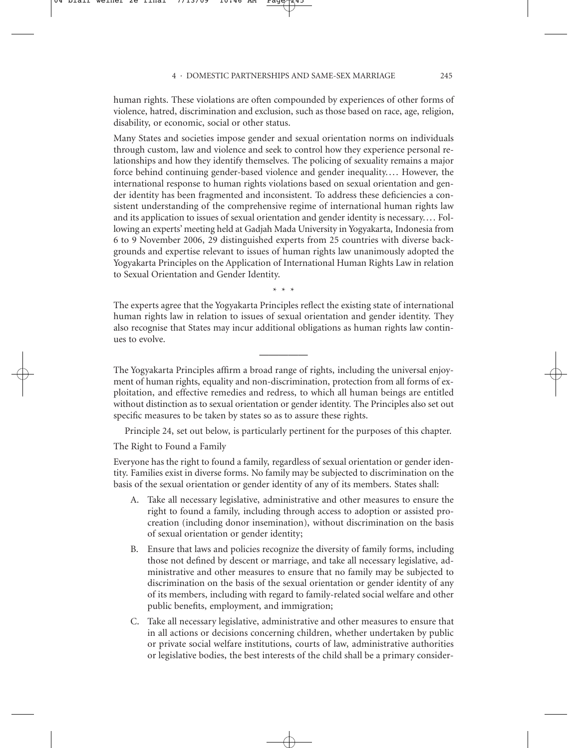human rights. These violations are often compounded by experiences of other forms of violence, hatred, discrimination and exclusion, such as those based on race, age, religion, disability, or economic, social or other status.

Many States and societies impose gender and sexual orientation norms on individuals through custom, law and violence and seek to control how they experience personal relationships and how they identify themselves. The policing of sexuality remains a major force behind continuing gender-based violence and gender inequality.... However, the international response to human rights violations based on sexual orientation and gender identity has been fragmented and inconsistent. To address these deficiencies a consistent understanding of the comprehensive regime of international human rights law and its application to issues of sexual orientation and gender identity is necessary.... Following an experts' meeting held at Gadjah Mada University in Yogyakarta, Indonesia from 6 to 9 November 2006, 29 distinguished experts from 25 countries with diverse backgrounds and expertise relevant to issues of human rights law unanimously adopted the Yogyakarta Principles on the Application of International Human Rights Law in relation to Sexual Orientation and Gender Identity.

\* \* \*

The experts agree that the Yogyakarta Principles reflect the existing state of international human rights law in relation to issues of sexual orientation and gender identity. They also recognise that States may incur additional obligations as human rights law continues to evolve.

---

The Yogyakarta Principles affirm a broad range of rights, including the universal enjoyment of human rights, equality and non-discrimination, protection from all forms of exploitation, and effective remedies and redress, to which all human beings are entitled without distinction as to sexual orientation or gender identity. The Principles also set out specific measures to be taken by states so as to assure these rights.

Principle 24, set out below, is particularly pertinent for the purposes of this chapter.

The Right to Found a Family

Everyone has the right to found a family, regardless of sexual orientation or gender identity. Families exist in diverse forms. No family may be subjected to discrimination on the basis of the sexual orientation or gender identity of any of its members. States shall:

A. Take all necessary legislative, administrative and other measures to ensure the right to found a family, including through access to adoption or assisted procreation (including donor insemination), without discrimination on the basis of sexual orientation or gender identity;

B. Ensure that laws and policies recognize the diversity of family forms, including those not defined by descent or marriage, and take all necessary legislative, administrative and other measures to ensure that no family may be subjected to discrimination on the basis of the sexual orientation or gender identity of any of its members, including with regard to family-related social welfare and other public benefits, employment, and immigration;

C. Take all necessary legislative, administrative and other measures to ensure that in all actions or decisions concerning children, whether undertaken by public or private social welfare institutions, courts of law, administrative authorities or legislative bodies, the best interests of the child shall be a primary consider-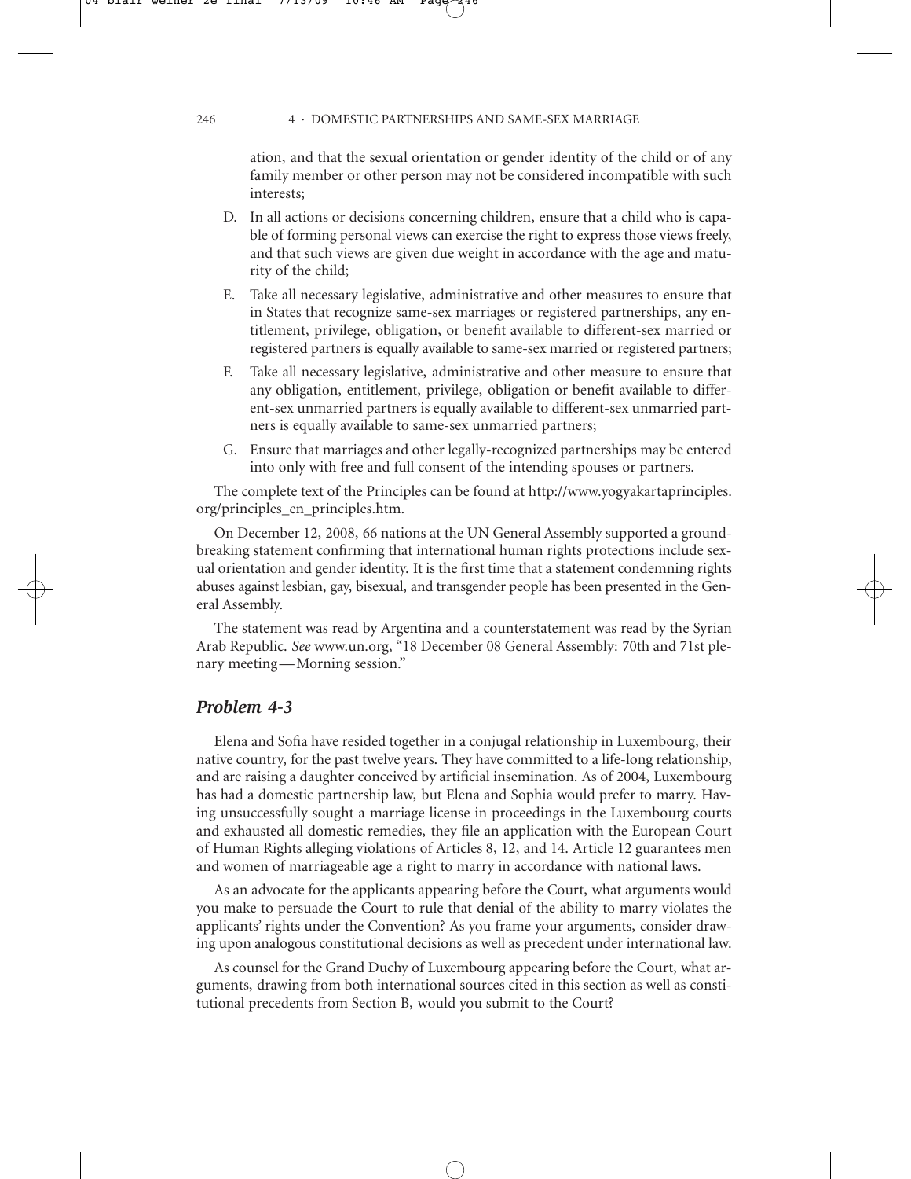ation, and that the sexual orientation or gender identity of the child or of any family member or other person may not be considered incompatible with such interests;

D. In all actions or decisions concerning children, ensure that a child who is capable of forming personal views can exercise the right to express those views freely, and that such views are given due weight in accordance with the age and maturity of the child;

E. Take all necessary legislative, administrative and other measures to ensure that in States that recognize same-sex marriages or registered partnerships, any entitlement, privilege, obligation, or benefit available to different-sex married or registered partners is equally available to same-sex married or registered partners;

F. Take all necessary legislative, administrative and other measure to ensure that any obligation, entitlement, privilege, obligation or benefit available to different-sex unmarried partners is equally available to different-sex unmarried partners is equally available to same-sex unmarried partners;

G. Ensure that marriages and other legally-recognized partnerships may be entered into only with free and full consent of the intending spouses or partners.

The complete text of the Principles can be found at http://www.yogyakartaprinciples.org/principles_en_principles.htm.

On December 12, 2008, 66 nations at the UN General Assembly supported a groundbreaking statement confirming that international human rights protections include sexual orientation and gender identity. It is the first time that a statement condemning rights abuses against lesbian, gay, bisexual, and transgender people has been presented in the General Assembly.

The statement was read by Argentina and a counterstatement was read by the Syrian Arab Republic. *See* www.un.org, "18 December 08 General Assembly: 70th and 71st plenary meeting—Morning session."

## *Problem 4-3*

Elena and Sofia have resided together in a conjugal relationship in Luxembourg, their native country, for the past twelve years. They have committed to a life-long relationship, and are raising a daughter conceived by artificial insemination. As of 2004, Luxembourg has had a domestic partnership law, but Elena and Sophia would prefer to marry. Having unsuccessfully sought a marriage license in proceedings in the Luxembourg courts and exhausted all domestic remedies, they file an application with the European Court of Human Rights alleging violations of Articles 8, 12, and 14. Article 12 guarantees men and women of marriageable age a right to marry in accordance with national laws.

As an advocate for the applicants appearing before the Court, what arguments would you make to persuade the Court to rule that denial of the ability to marry violates the applicants' rights under the Convention? As you frame your arguments, consider drawing upon analogous constitutional decisions as well as precedent under international law.

As counsel for the Grand Duchy of Luxembourg appearing before the Court, what arguments, drawing from both international sources cited in this section as well as constitutional precedents from Section B, would you submit to the Court?